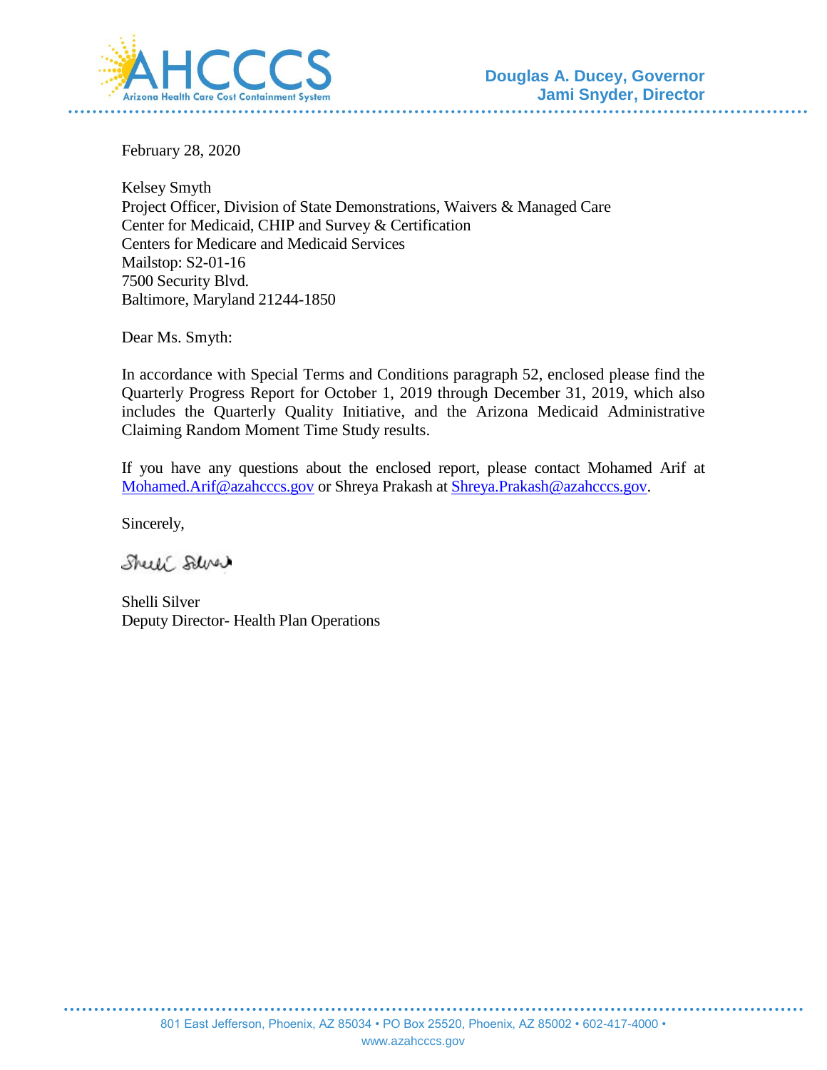**AHCCCS**
Arizona Health Care Cost Containment System

**Douglas A. Ducey, Governor**
**Jami Snyder, Director**

February 28, 2020

Kelsey Smyth
Project Officer, Division of State Demonstrations, Waivers & Managed Care
Center for Medicaid, CHIP and Survey & Certification
Centers for Medicare and Medicaid Services
Mailstop: S2-01-16
7500 Security Blvd.
Baltimore, Maryland 21244-1850

Dear Ms. Smyth:

In accordance with Special Terms and Conditions paragraph 52, enclosed please find the Quarterly Progress Report for October 1, 2019 through December 31, 2019, which also includes the Quarterly Quality Initiative, and the Arizona Medicaid Administrative Claiming Random Moment Time Study results.

If you have any questions about the enclosed report, please contact Mohamed Arif at Mohamed.Arif@azahcccs.gov or Shreya Prakash at Shreya.Prakash@azahcccs.gov.

Sincerely,

Shelli Silver
Deputy Director- Health Plan Operations

801 East Jefferson, Phoenix, AZ 85034 • PO Box 25520, Phoenix, AZ 85002 • 602-417-4000 •
www.azahcccs.gov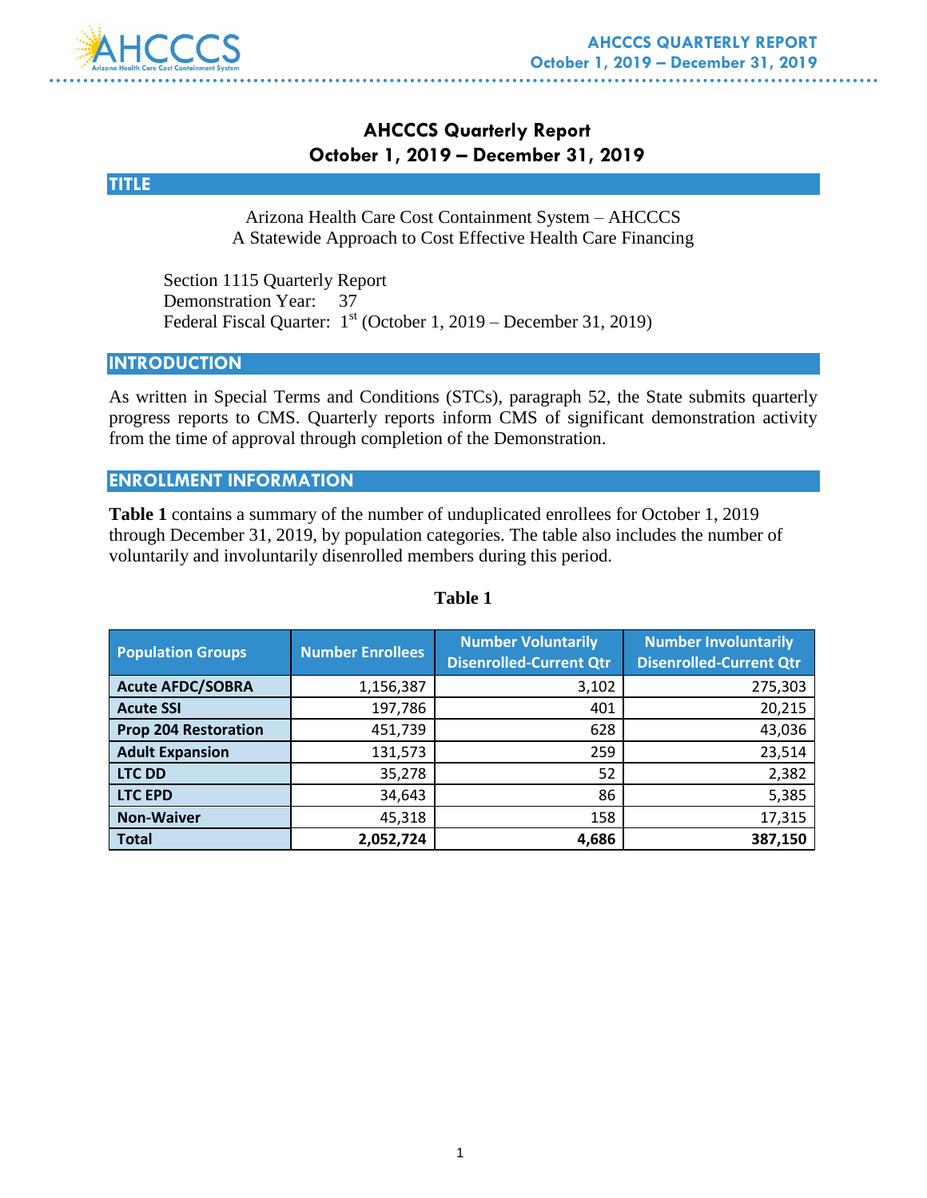# AHCCCS Quarterly Report
# October 1, 2019 – December 31, 2019

## TITLE

Arizona Health Care Cost Containment System – AHCCCS
A Statewide Approach to Cost Effective Health Care Financing

Section 1115 Quarterly Report
Demonstration Year: 37
Federal Fiscal Quarter: 1st (October 1, 2019 – December 31, 2019)

## INTRODUCTION

As written in Special Terms and Conditions (STCs), paragraph 52, the State submits quarterly progress reports to CMS. Quarterly reports inform CMS of significant demonstration activity from the time of approval through completion of the Demonstration.

## ENROLLMENT INFORMATION

**Table 1** contains a summary of the number of unduplicated enrollees for October 1, 2019 through December 31, 2019, by population categories. The table also includes the number of voluntarily and involuntarily disenrolled members during this period.

**Table 1**

| Population Groups | Number Enrollees | Number Voluntarily Disenrolled-Current Qtr | Number Involuntarily Disenrolled-Current Qtr |
|---|---|---|---|
| **Acute AFDC/SOBRA** | 1,156,387 | 3,102 | 275,303 |
| **Acute SSI** | 197,786 | 401 | 20,215 |
| **Prop 204 Restoration** | 451,739 | 628 | 43,036 |
| **Adult Expansion** | 131,573 | 259 | 23,514 |
| **LTC DD** | 35,278 | 52 | 2,382 |
| **LTC EPD** | 34,643 | 86 | 5,385 |
| **Non-Waiver** | 45,318 | 158 | 17,315 |
| **Total** | **2,052,724** | **4,686** | **387,150** |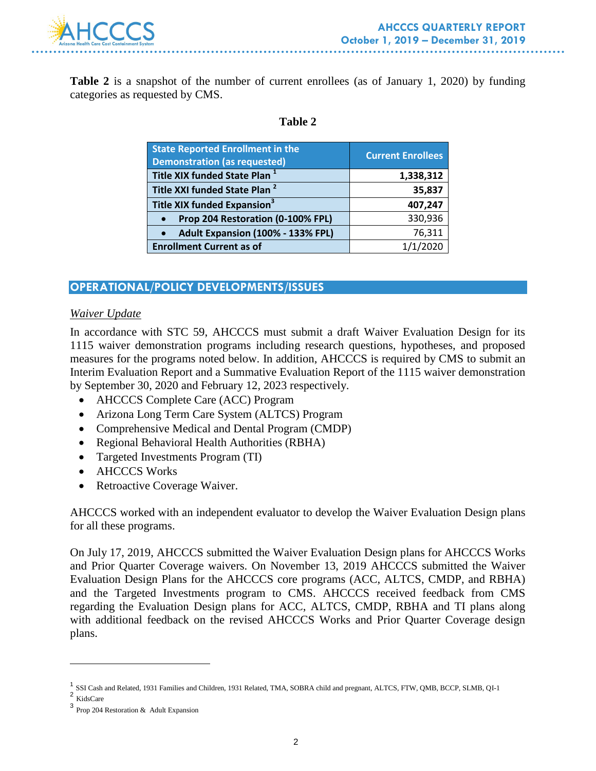**Table 2** is a snapshot of the number of current enrollees (as of January 1, 2020) by funding categories as requested by CMS.

**Table 2**

| State Reported Enrollment in the Demonstration (as requested) | Current Enrollees |
|---|---|
| **Title XIX funded State Plan** [1] | **1,338,312** |
| **Title XXI funded State Plan** [2] | **35,837** |
| **Title XIX funded Expansion**[3] | **407,247** |
| • **Prop 204 Restoration (0-100% FPL)** | 330,936 |
| • **Adult Expansion (100% - 133% FPL)** | 76,311 |
| **Enrollment Current as of** | 1/1/2020 |

## OPERATIONAL/POLICY DEVELOPMENTS/ISSUES

*Waiver Update*

In accordance with STC 59, AHCCCS must submit a draft Waiver Evaluation Design for its 1115 waiver demonstration programs including research questions, hypotheses, and proposed measures for the programs noted below. In addition, AHCCCS is required by CMS to submit an Interim Evaluation Report and a Summative Evaluation Report of the 1115 waiver demonstration by September 30, 2020 and February 12, 2023 respectively.

- AHCCCS Complete Care (ACC) Program
- Arizona Long Term Care System (ALTCS) Program
- Comprehensive Medical and Dental Program (CMDP)
- Regional Behavioral Health Authorities (RBHA)
- Targeted Investments Program (TI)
- AHCCCS Works
- Retroactive Coverage Waiver.

AHCCCS worked with an independent evaluator to develop the Waiver Evaluation Design plans for all these programs.

On July 17, 2019, AHCCCS submitted the Waiver Evaluation Design plans for AHCCCS Works and Prior Quarter Coverage waivers. On November 13, 2019 AHCCCS submitted the Waiver Evaluation Design Plans for the AHCCCS core programs (ACC, ALTCS, CMDP, and RBHA) and the Targeted Investments program to CMS. AHCCCS received feedback from CMS regarding the Evaluation Design plans for ACC, ALTCS, CMDP, RBHA and TI plans along with additional feedback on the revised AHCCCS Works and Prior Quarter Coverage design plans.

---

[1] SSI Cash and Related, 1931 Families and Children, 1931 Related, TMA, SOBRA child and pregnant, ALTCS, FTW, QMB, BCCP, SLMB, QI-1

[2] KidsCare

[3] Prop 204 Restoration & Adult Expansion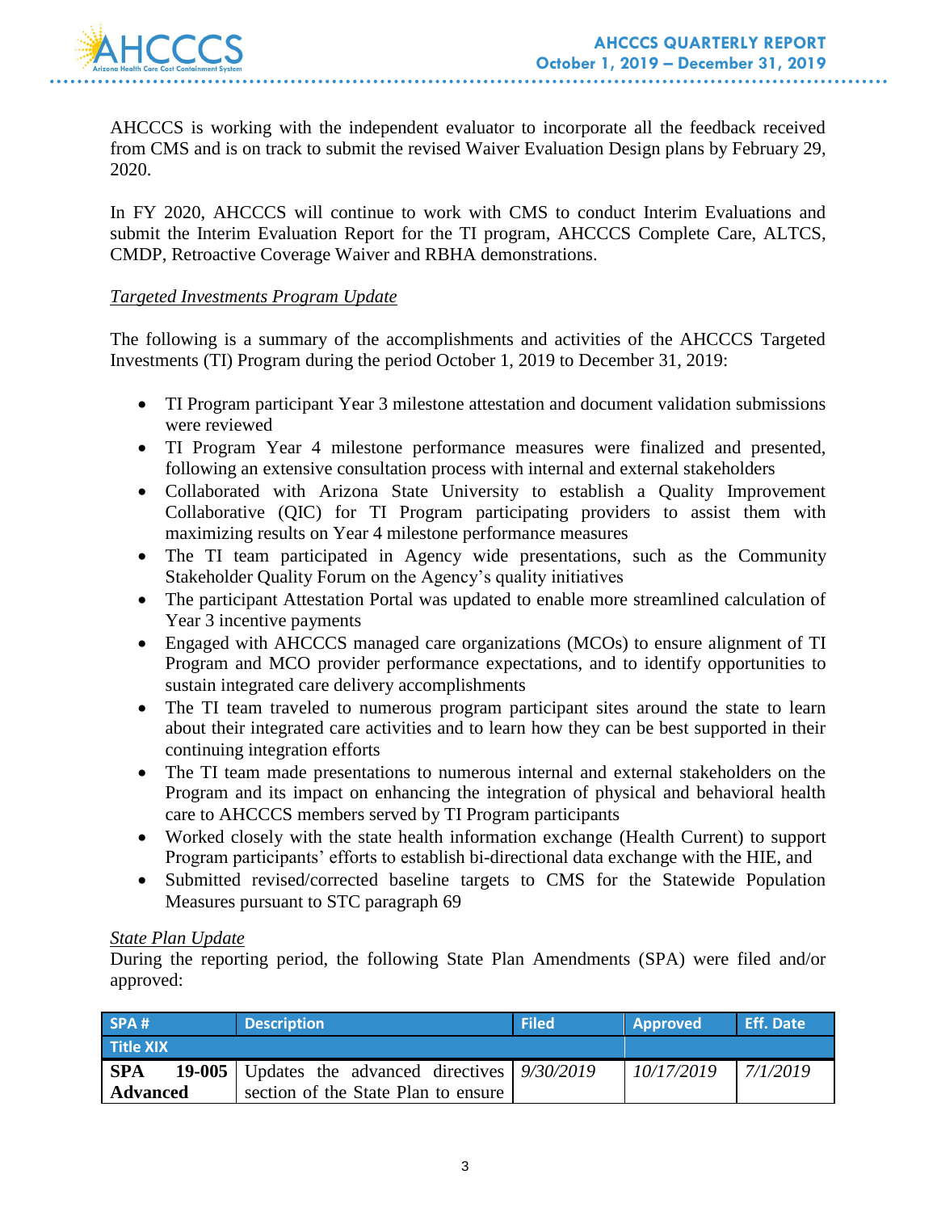AHCCCS is working with the independent evaluator to incorporate all the feedback received from CMS and is on track to submit the revised Waiver Evaluation Design plans by February 29, 2020.

In FY 2020, AHCCCS will continue to work with CMS to conduct Interim Evaluations and submit the Interim Evaluation Report for the TI program, AHCCCS Complete Care, ALTCS, CMDP, Retroactive Coverage Waiver and RBHA demonstrations.

*Targeted Investments Program Update*

The following is a summary of the accomplishments and activities of the AHCCCS Targeted Investments (TI) Program during the period October 1, 2019 to December 31, 2019:

- TI Program participant Year 3 milestone attestation and document validation submissions were reviewed
- TI Program Year 4 milestone performance measures were finalized and presented, following an extensive consultation process with internal and external stakeholders
- Collaborated with Arizona State University to establish a Quality Improvement Collaborative (QIC) for TI Program participating providers to assist them with maximizing results on Year 4 milestone performance measures
- The TI team participated in Agency wide presentations, such as the Community Stakeholder Quality Forum on the Agency's quality initiatives
- The participant Attestation Portal was updated to enable more streamlined calculation of Year 3 incentive payments
- Engaged with AHCCCS managed care organizations (MCOs) to ensure alignment of TI Program and MCO provider performance expectations, and to identify opportunities to sustain integrated care delivery accomplishments
- The TI team traveled to numerous program participant sites around the state to learn about their integrated care activities and to learn how they can be best supported in their continuing integration efforts
- The TI team made presentations to numerous internal and external stakeholders on the Program and its impact on enhancing the integration of physical and behavioral health care to AHCCCS members served by TI Program participants
- Worked closely with the state health information exchange (Health Current) to support Program participants' efforts to establish bi-directional data exchange with the HIE, and
- Submitted revised/corrected baseline targets to CMS for the Statewide Population Measures pursuant to STC paragraph 69

*State Plan Update*

During the reporting period, the following State Plan Amendments (SPA) were filed and/or approved:

| SPA # | Description | Filed | Approved | Eff. Date |
|---|---|---|---|---|
| **Title XIX** | | | | |
| **SPA 19-005 Advanced** | Updates the advanced directives section of the State Plan to ensure | *9/30/2019* | *10/17/2019* | *7/1/2019* |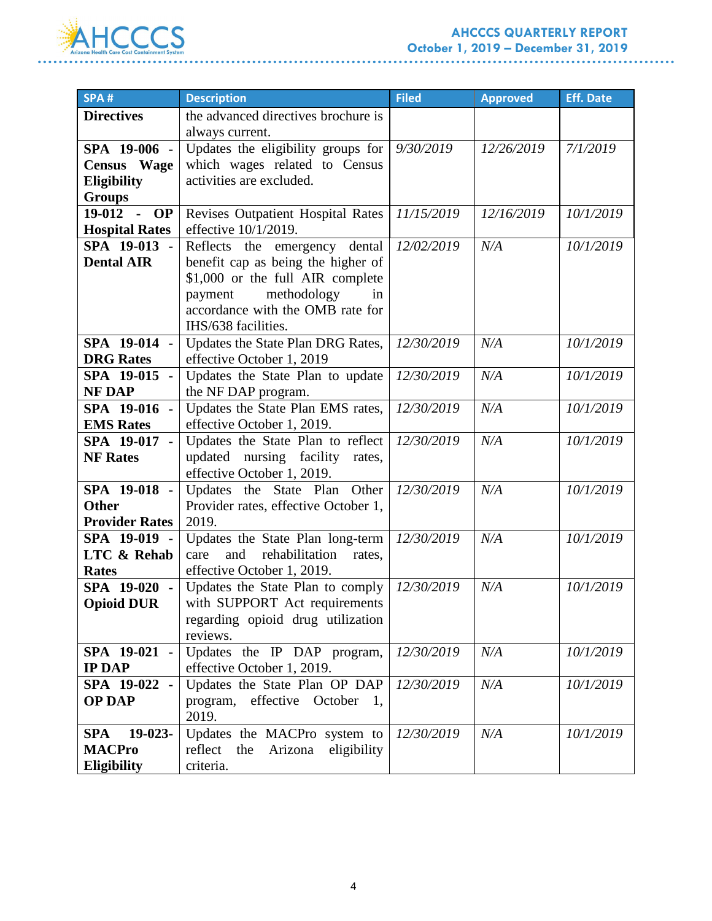| SPA # | Description | Filed | Approved | Eff. Date |
|---|---|---|---|---|
| **Directives** | the advanced directives brochure is always current. | | | |
| **SPA 19-006 - Census Wage Eligibility Groups** | Updates the eligibility groups for which wages related to Census activities are excluded. | *9/30/2019* | *12/26/2019* | *7/1/2019* |
| **19-012 - OP Hospital Rates** | Revises Outpatient Hospital Rates effective 10/1/2019. | *11/15/2019* | *12/16/2019* | *10/1/2019* |
| **SPA 19-013 - Dental AIR** | Reflects the emergency dental benefit cap as being the higher of $1,000 or the full AIR complete payment methodology in accordance with the OMB rate for IHS/638 facilities. | *12/02/2019* | *N/A* | *10/1/2019* |
| **SPA 19-014 - DRG Rates** | Updates the State Plan DRG Rates, effective October 1, 2019 | *12/30/2019* | *N/A* | *10/1/2019* |
| **SPA 19-015 - NF DAP** | Updates the State Plan to update the NF DAP program. | *12/30/2019* | *N/A* | *10/1/2019* |
| **SPA 19-016 - EMS Rates** | Updates the State Plan EMS rates, effective October 1, 2019. | *12/30/2019* | *N/A* | *10/1/2019* |
| **SPA 19-017 - NF Rates** | Updates the State Plan to reflect updated nursing facility rates, effective October 1, 2019. | *12/30/2019* | *N/A* | *10/1/2019* |
| **SPA 19-018 - Other Provider Rates** | Updates the State Plan Other Provider rates, effective October 1, 2019. | *12/30/2019* | *N/A* | *10/1/2019* |
| **SPA 19-019 - LTC & Rehab Rates** | Updates the State Plan long-term care and rehabilitation rates, effective October 1, 2019. | *12/30/2019* | *N/A* | *10/1/2019* |
| **SPA 19-020 - Opioid DUR** | Updates the State Plan to comply with SUPPORT Act requirements regarding opioid drug utilization reviews. | *12/30/2019* | *N/A* | *10/1/2019* |
| **SPA 19-021 - IP DAP** | Updates the IP DAP program, effective October 1, 2019. | *12/30/2019* | *N/A* | *10/1/2019* |
| **SPA 19-022 - OP DAP** | Updates the State Plan OP DAP program, effective October 1, 2019. | *12/30/2019* | *N/A* | *10/1/2019* |
| **SPA 19-023- MACPro Eligibility** | Updates the MACPro system to reflect the Arizona eligibility criteria. | *12/30/2019* | *N/A* | *10/1/2019* |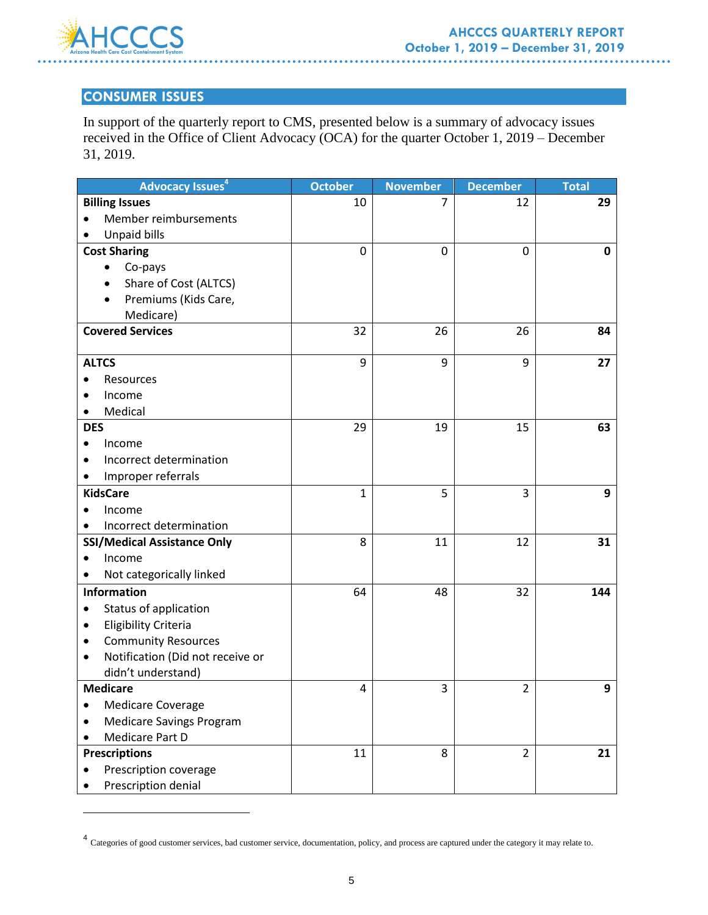## CONSUMER ISSUES

In support of the quarterly report to CMS, presented below is a summary of advocacy issues received in the Office of Client Advocacy (OCA) for the quarter October 1, 2019 – December 31, 2019.

| Advocacy Issues[4] | October | November | December | Total |
|---|---|---|---|---|
| **Billing Issues**<br>• Member reimbursements<br>• Unpaid bills | 10 | 7 | 12 | **29** |
| **Cost Sharing**<br>• Co-pays<br>• Share of Cost (ALTCS)<br>• Premiums (Kids Care, Medicare) | 0 | 0 | 0 | **0** |
| **Covered Services** | 32 | 26 | 26 | **84** |
| **ALTCS**<br>• Resources<br>• Income<br>• Medical | 9 | 9 | 9 | **27** |
| **DES**<br>• Income<br>• Incorrect determination<br>• Improper referrals | 29 | 19 | 15 | **63** |
| **KidsCare**<br>• Income<br>• Incorrect determination | 1 | 5 | 3 | **9** |
| **SSI/Medical Assistance Only**<br>• Income<br>• Not categorically linked | 8 | 11 | 12 | **31** |
| **Information**<br>• Status of application<br>• Eligibility Criteria<br>• Community Resources<br>• Notification (Did not receive or didn't understand) | 64 | 48 | 32 | **144** |
| **Medicare**<br>• Medicare Coverage<br>• Medicare Savings Program<br>• Medicare Part D | 4 | 3 | 2 | **9** |
| **Prescriptions**<br>• Prescription coverage<br>• Prescription denial | 11 | 8 | 2 | **21** |

[4] Categories of good customer services, bad customer service, documentation, policy, and process are captured under the category it may relate to.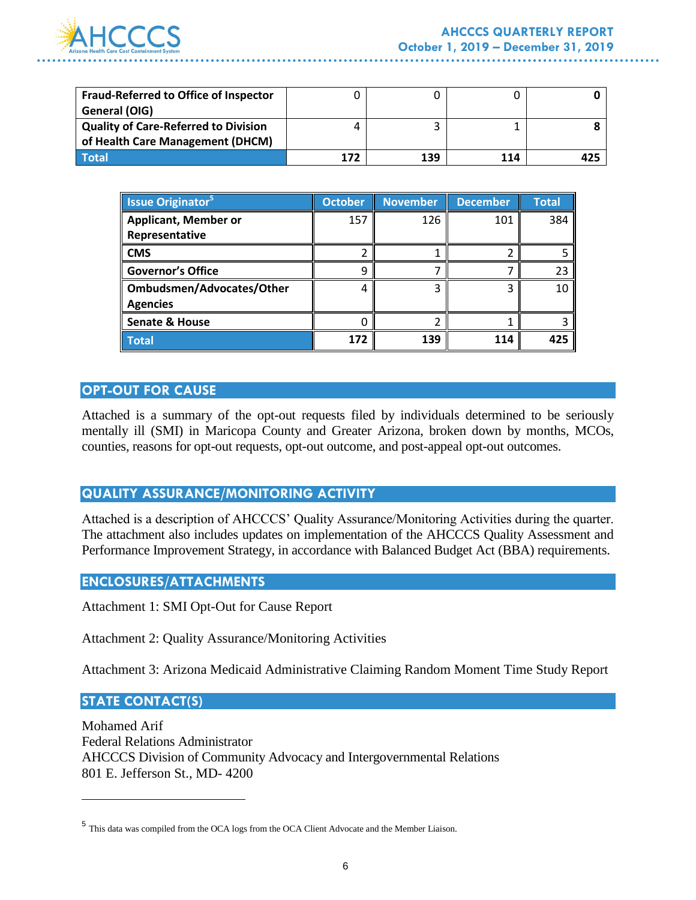| Fraud-Referred to Office of Inspector General (OIG) | 0 | 0 | 0 | **0** |
|---|---|---|---|---|
| **Quality of Care-Referred to Division of Health Care Management (DHCM)** | 4 | 3 | 1 | **8** |
| **Total** | **172** | **139** | **114** | **425** |

| Issue Originator[5] | October | November | December | Total |
|---|---|---|---|---|
| **Applicant, Member or Representative** | 157 | 126 | 101 | 384 |
| **CMS** | 2 | 1 | 2 | 5 |
| **Governor's Office** | 9 | 7 | 7 | 23 |
| **Ombudsmen/Advocates/Other Agencies** | 4 | 3 | 3 | 10 |
| **Senate & House** | 0 | 2 | 1 | 3 |
| **Total** | **172** | **139** | **114** | **425** |

## OPT-OUT FOR CAUSE

Attached is a summary of the opt-out requests filed by individuals determined to be seriously mentally ill (SMI) in Maricopa County and Greater Arizona, broken down by months, MCOs, counties, reasons for opt-out requests, opt-out outcome, and post-appeal opt-out outcomes.

## QUALITY ASSURANCE/MONITORING ACTIVITY

Attached is a description of AHCCCS' Quality Assurance/Monitoring Activities during the quarter. The attachment also includes updates on implementation of the AHCCCS Quality Assessment and Performance Improvement Strategy, in accordance with Balanced Budget Act (BBA) requirements.

## ENCLOSURES/ATTACHMENTS

Attachment 1: SMI Opt-Out for Cause Report

Attachment 2: Quality Assurance/Monitoring Activities

Attachment 3: Arizona Medicaid Administrative Claiming Random Moment Time Study Report

## STATE CONTACT(S)

Mohamed Arif
Federal Relations Administrator
AHCCCS Division of Community Advocacy and Intergovernmental Relations
801 E. Jefferson St., MD- 4200

---

[5] This data was compiled from the OCA logs from the OCA Client Advocate and the Member Liaison.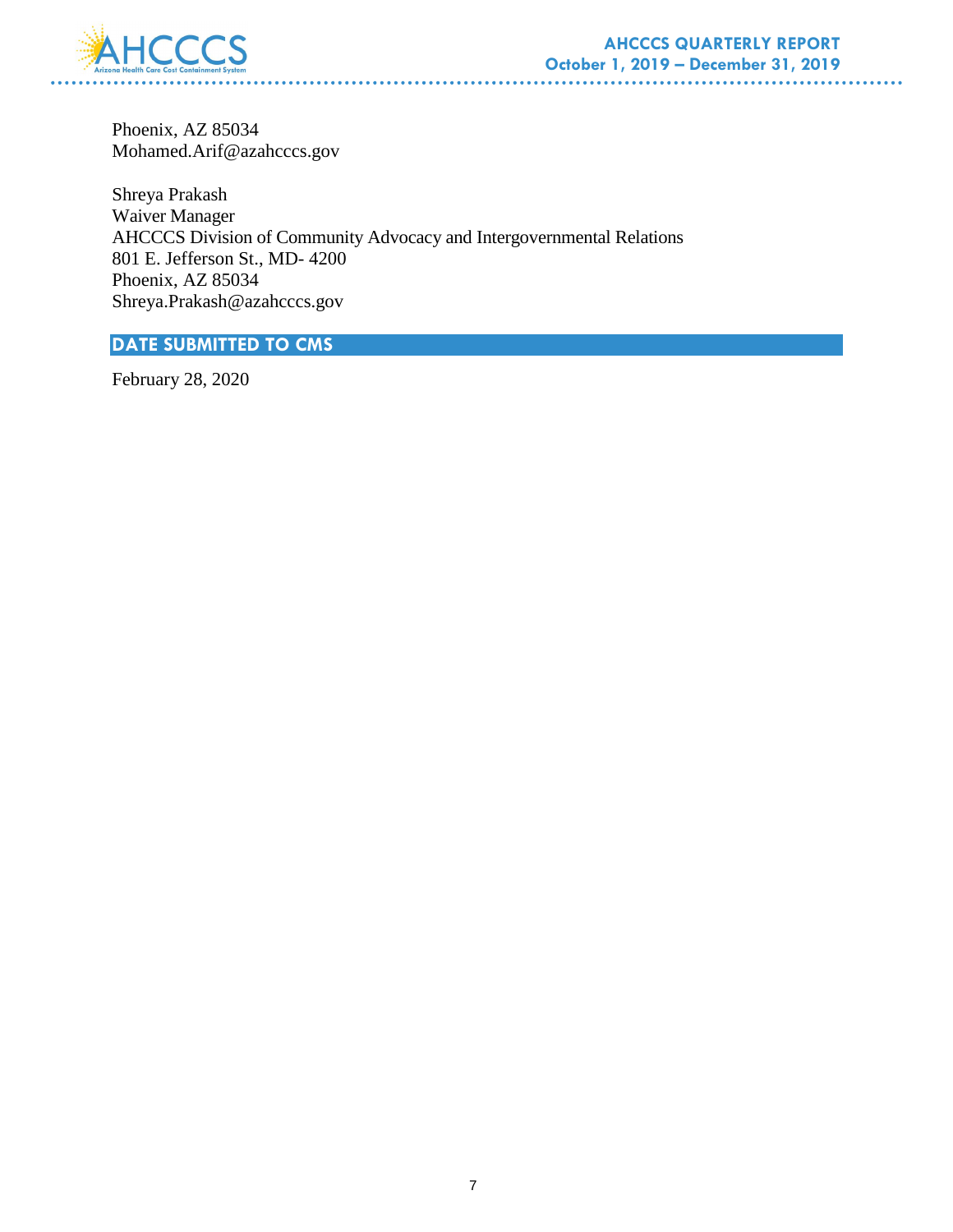Phoenix, AZ 85034
Mohamed.Arif@azahcccs.gov

Shreya Prakash
Waiver Manager
AHCCCS Division of Community Advocacy and Intergovernmental Relations
801 E. Jefferson St., MD- 4200
Phoenix, AZ 85034
Shreya.Prakash@azahcccs.gov

## DATE SUBMITTED TO CMS

February 28, 2020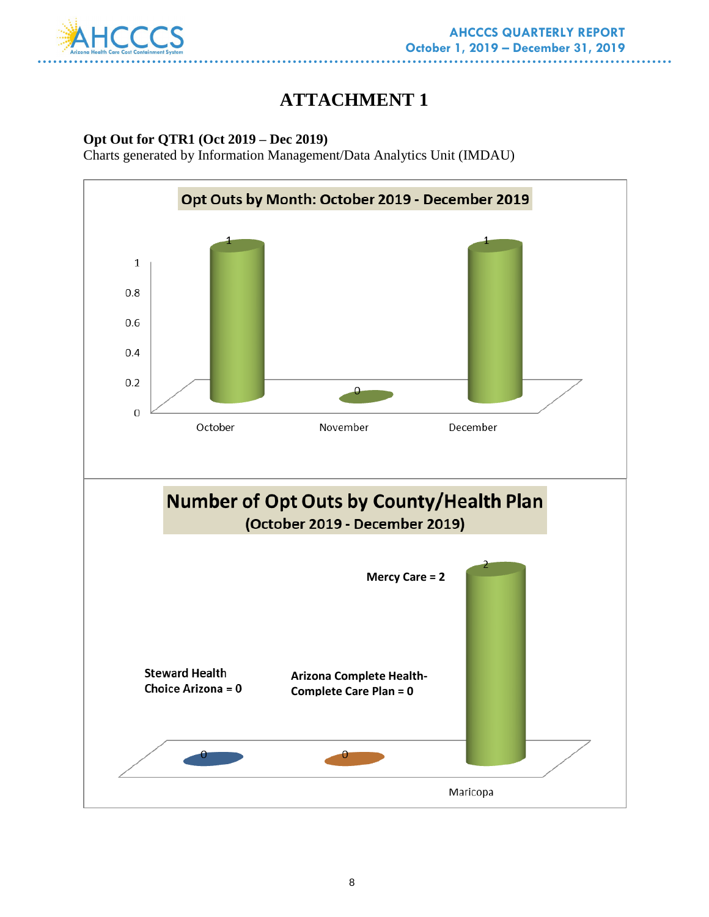# ATTACHMENT 1

**Opt Out for QTR1 (Oct 2019 – Dec 2019)**

Charts generated by Information Management/Data Analytics Unit (IMDAU)

**Opt Outs by Month: October 2019 - December 2019**

| Month | Opt Outs |
|---|---|
| October | 1 |
| November | 0 |
| December | 1 |

**Number of Opt Outs by County/Health Plan**
**(October 2019 - December 2019)**

| County | Health Plan | Opt Outs |
|---|---|---|
| Maricopa | Steward Health Choice Arizona | 0 |
| Maricopa | Arizona Complete Health-Complete Care Plan | 0 |
| Maricopa | Mercy Care | 2 |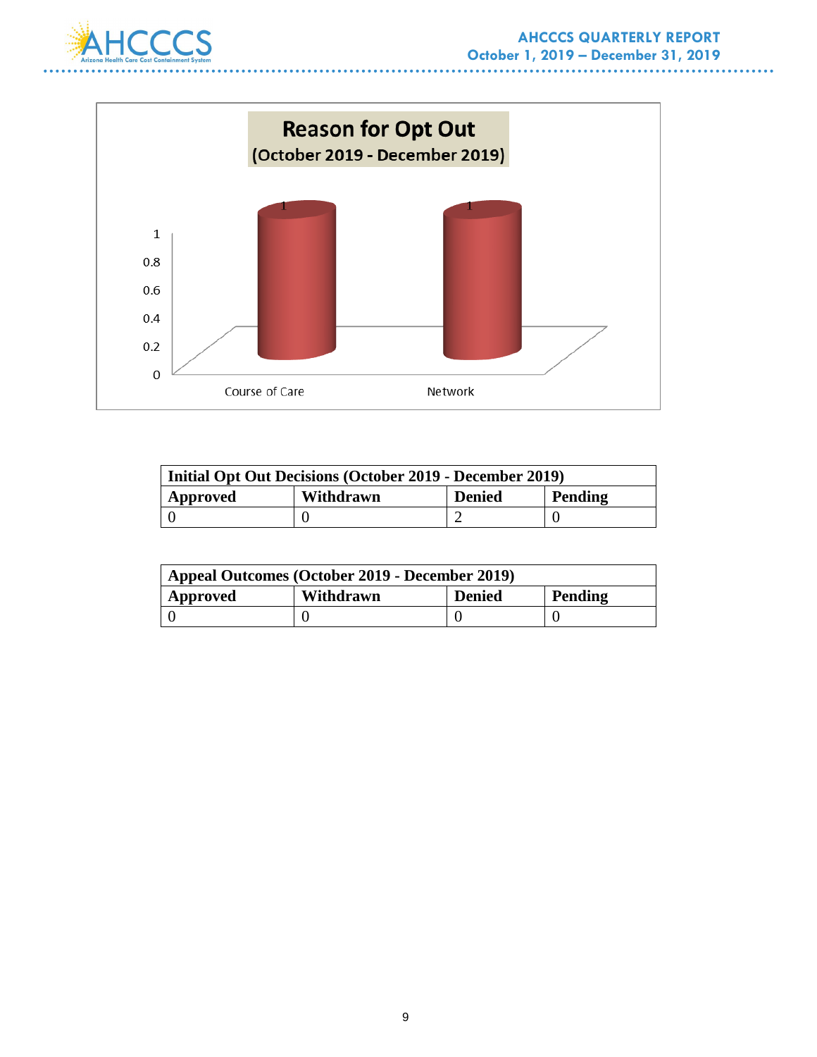**Reason for Opt Out**
**(October 2019 - December 2019)**

| Reason | Count |
|---|---|
| Course of Care | 1 |
| Network | 1 |

| Initial Opt Out Decisions (October 2019 - December 2019) | | | |
|---|---|---|---|
| **Approved** | **Withdrawn** | **Denied** | **Pending** |
| 0 | 0 | 2 | 0 |

| Appeal Outcomes (October 2019 - December 2019) | | | |
|---|---|---|---|
| **Approved** | **Withdrawn** | **Denied** | **Pending** |
| 0 | 0 | 0 | 0 |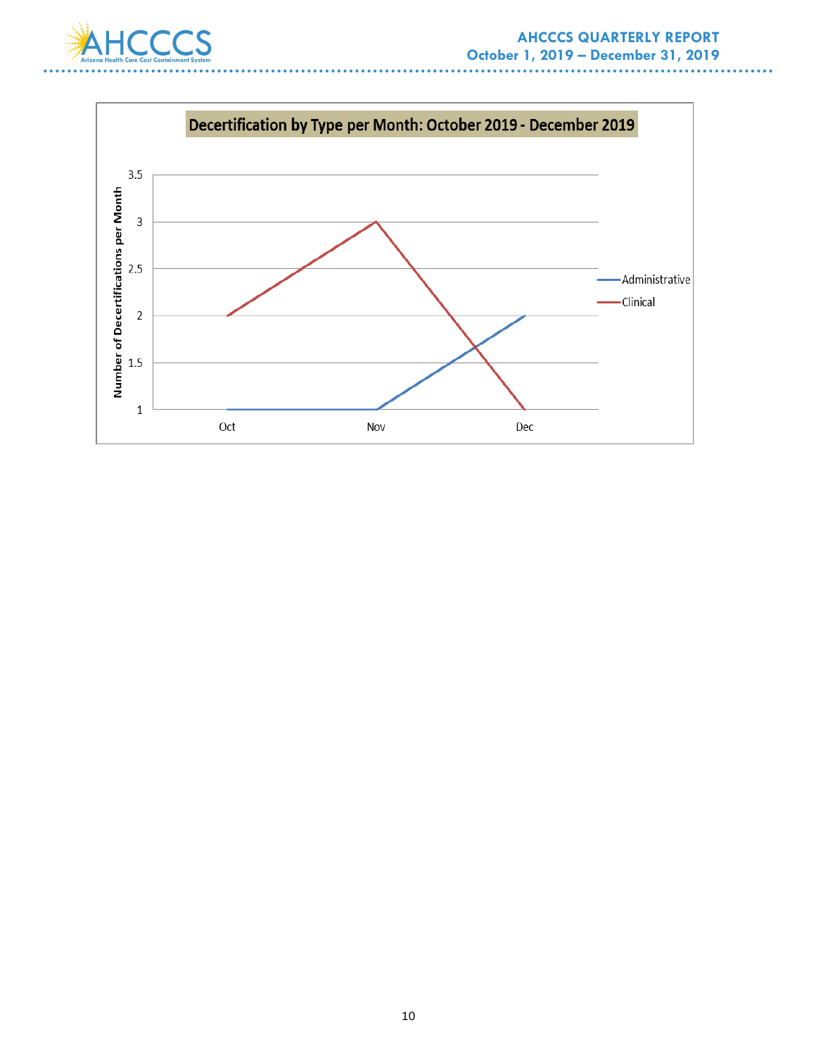**Decertification by Type per Month: October 2019 - December 2019**

| Month | Administrative | Clinical |
|---|---|---|
| Oct | 1 | 2 |
| Nov | 1 | 3 |
| Dec | 2 | 1 |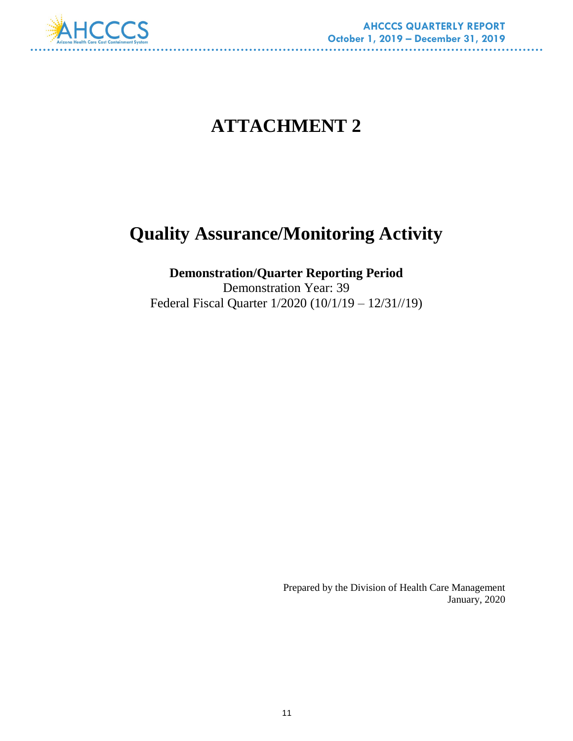# ATTACHMENT 2

# Quality Assurance/Monitoring Activity

**Demonstration/Quarter Reporting Period**

Demonstration Year: 39

Federal Fiscal Quarter 1/2020 (10/1/19 – 12/31//19)

Prepared by the Division of Health Care Management

January, 2020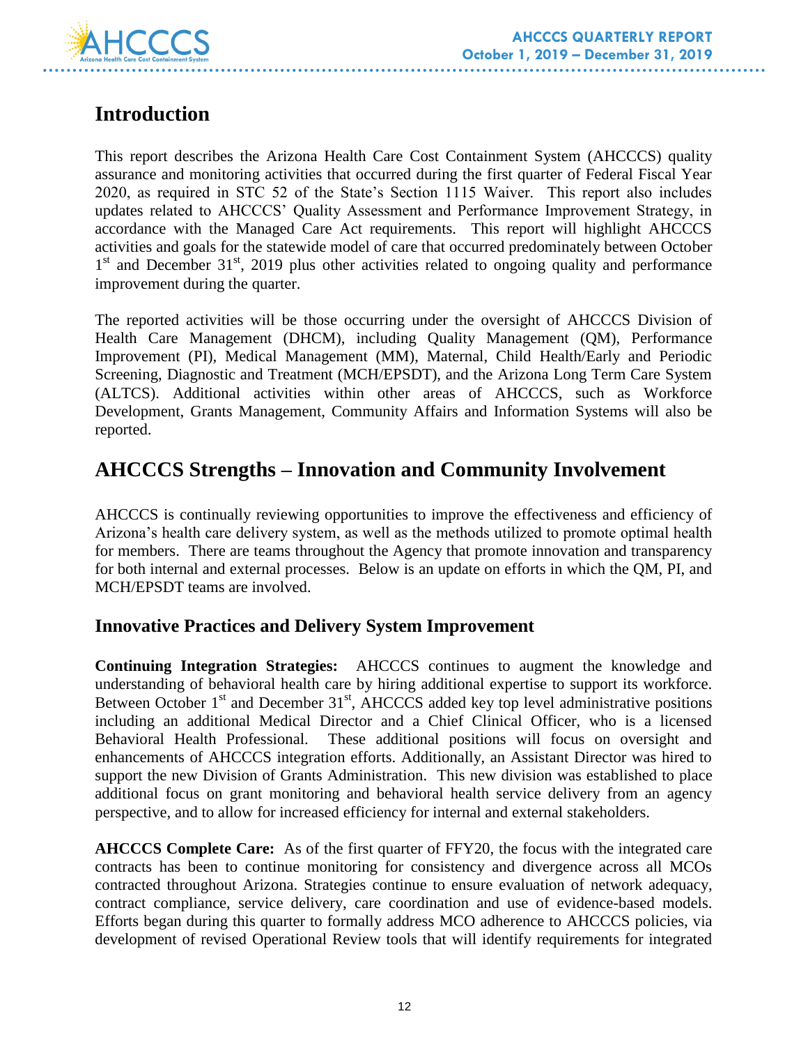# Introduction

This report describes the Arizona Health Care Cost Containment System (AHCCCS) quality assurance and monitoring activities that occurred during the first quarter of Federal Fiscal Year 2020, as required in STC 52 of the State's Section 1115 Waiver. This report also includes updates related to AHCCCS' Quality Assessment and Performance Improvement Strategy, in accordance with the Managed Care Act requirements. This report will highlight AHCCCS activities and goals for the statewide model of care that occurred predominately between October 1st and December 31st, 2019 plus other activities related to ongoing quality and performance improvement during the quarter.

The reported activities will be those occurring under the oversight of AHCCCS Division of Health Care Management (DHCM), including Quality Management (QM), Performance Improvement (PI), Medical Management (MM), Maternal, Child Health/Early and Periodic Screening, Diagnostic and Treatment (MCH/EPSDT), and the Arizona Long Term Care System (ALTCS). Additional activities within other areas of AHCCCS, such as Workforce Development, Grants Management, Community Affairs and Information Systems will also be reported.

# AHCCCS Strengths – Innovation and Community Involvement

AHCCCS is continually reviewing opportunities to improve the effectiveness and efficiency of Arizona's health care delivery system, as well as the methods utilized to promote optimal health for members. There are teams throughout the Agency that promote innovation and transparency for both internal and external processes. Below is an update on efforts in which the QM, PI, and MCH/EPSDT teams are involved.

## Innovative Practices and Delivery System Improvement

**Continuing Integration Strategies:** AHCCCS continues to augment the knowledge and understanding of behavioral health care by hiring additional expertise to support its workforce. Between October 1st and December 31st, AHCCCS added key top level administrative positions including an additional Medical Director and a Chief Clinical Officer, who is a licensed Behavioral Health Professional. These additional positions will focus on oversight and enhancements of AHCCCS integration efforts. Additionally, an Assistant Director was hired to support the new Division of Grants Administration. This new division was established to place additional focus on grant monitoring and behavioral health service delivery from an agency perspective, and to allow for increased efficiency for internal and external stakeholders.

**AHCCCS Complete Care:** As of the first quarter of FFY20, the focus with the integrated care contracts has been to continue monitoring for consistency and divergence across all MCOs contracted throughout Arizona. Strategies continue to ensure evaluation of network adequacy, contract compliance, service delivery, care coordination and use of evidence-based models. Efforts began during this quarter to formally address MCO adherence to AHCCCS policies, via development of revised Operational Review tools that will identify requirements for integrated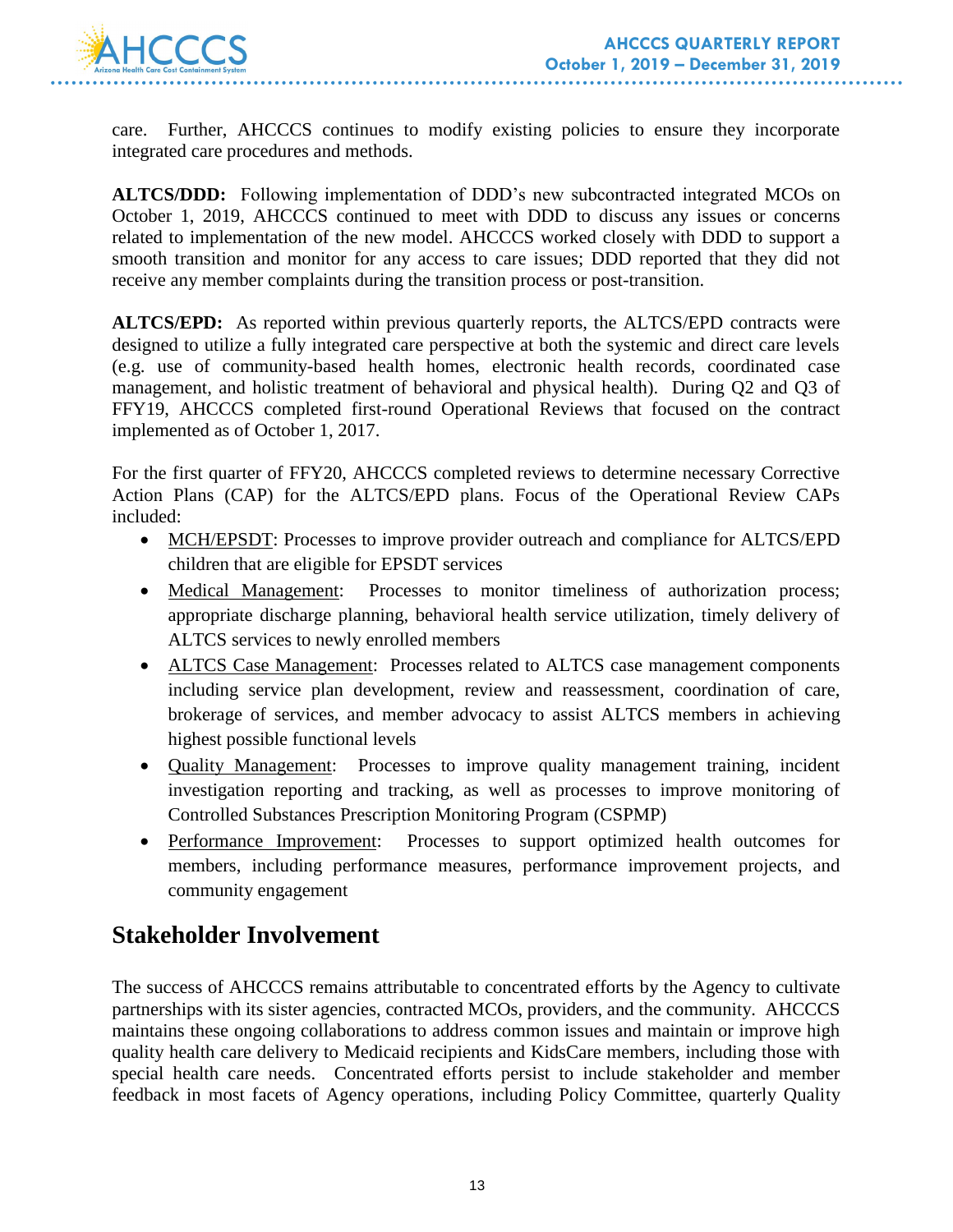care. Further, AHCCCS continues to modify existing policies to ensure they incorporate integrated care procedures and methods.

**ALTCS/DDD:** Following implementation of DDD's new subcontracted integrated MCOs on October 1, 2019, AHCCCS continued to meet with DDD to discuss any issues or concerns related to implementation of the new model. AHCCCS worked closely with DDD to support a smooth transition and monitor for any access to care issues; DDD reported that they did not receive any member complaints during the transition process or post-transition.

**ALTCS/EPD:** As reported within previous quarterly reports, the ALTCS/EPD contracts were designed to utilize a fully integrated care perspective at both the systemic and direct care levels (e.g. use of community-based health homes, electronic health records, coordinated case management, and holistic treatment of behavioral and physical health). During Q2 and Q3 of FFY19, AHCCCS completed first-round Operational Reviews that focused on the contract implemented as of October 1, 2017.

For the first quarter of FFY20, AHCCCS completed reviews to determine necessary Corrective Action Plans (CAP) for the ALTCS/EPD plans. Focus of the Operational Review CAPs included:

- MCH/EPSDT: Processes to improve provider outreach and compliance for ALTCS/EPD children that are eligible for EPSDT services
- Medical Management: Processes to monitor timeliness of authorization process; appropriate discharge planning, behavioral health service utilization, timely delivery of ALTCS services to newly enrolled members
- ALTCS Case Management: Processes related to ALTCS case management components including service plan development, review and reassessment, coordination of care, brokerage of services, and member advocacy to assist ALTCS members in achieving highest possible functional levels
- Quality Management: Processes to improve quality management training, incident investigation reporting and tracking, as well as processes to improve monitoring of Controlled Substances Prescription Monitoring Program (CSPMP)
- Performance Improvement: Processes to support optimized health outcomes for members, including performance measures, performance improvement projects, and community engagement

## Stakeholder Involvement

The success of AHCCCS remains attributable to concentrated efforts by the Agency to cultivate partnerships with its sister agencies, contracted MCOs, providers, and the community. AHCCCS maintains these ongoing collaborations to address common issues and maintain or improve high quality health care delivery to Medicaid recipients and KidsCare members, including those with special health care needs. Concentrated efforts persist to include stakeholder and member feedback in most facets of Agency operations, including Policy Committee, quarterly Quality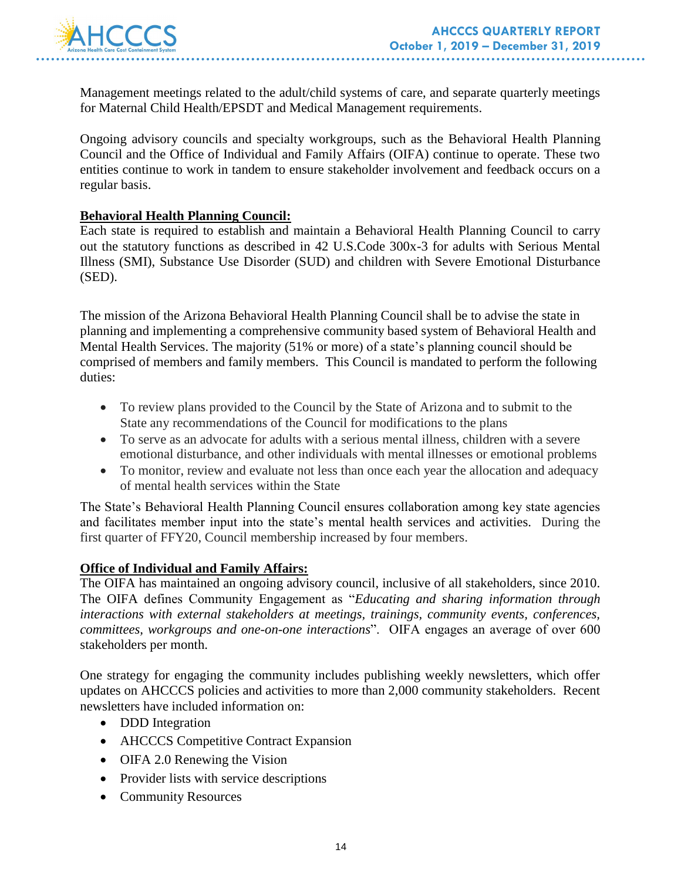Management meetings related to the adult/child systems of care, and separate quarterly meetings for Maternal Child Health/EPSDT and Medical Management requirements.

Ongoing advisory councils and specialty workgroups, such as the Behavioral Health Planning Council and the Office of Individual and Family Affairs (OIFA) continue to operate. These two entities continue to work in tandem to ensure stakeholder involvement and feedback occurs on a regular basis.

**Behavioral Health Planning Council:**

Each state is required to establish and maintain a Behavioral Health Planning Council to carry out the statutory functions as described in 42 U.S.Code 300x-3 for adults with Serious Mental Illness (SMI), Substance Use Disorder (SUD) and children with Severe Emotional Disturbance (SED).

The mission of the Arizona Behavioral Health Planning Council shall be to advise the state in planning and implementing a comprehensive community based system of Behavioral Health and Mental Health Services. The majority (51% or more) of a state's planning council should be comprised of members and family members. This Council is mandated to perform the following duties:

- To review plans provided to the Council by the State of Arizona and to submit to the State any recommendations of the Council for modifications to the plans
- To serve as an advocate for adults with a serious mental illness, children with a severe emotional disturbance, and other individuals with mental illnesses or emotional problems
- To monitor, review and evaluate not less than once each year the allocation and adequacy of mental health services within the State

The State's Behavioral Health Planning Council ensures collaboration among key state agencies and facilitates member input into the state's mental health services and activities. During the first quarter of FFY20, Council membership increased by four members.

**Office of Individual and Family Affairs:**

The OIFA has maintained an ongoing advisory council, inclusive of all stakeholders, since 2010. The OIFA defines Community Engagement as "*Educating and sharing information through interactions with external stakeholders at meetings, trainings, community events, conferences, committees, workgroups and one-on-one interactions*". OIFA engages an average of over 600 stakeholders per month.

One strategy for engaging the community includes publishing weekly newsletters, which offer updates on AHCCCS policies and activities to more than 2,000 community stakeholders. Recent newsletters have included information on:

- DDD Integration
- AHCCCS Competitive Contract Expansion
- OIFA 2.0 Renewing the Vision
- Provider lists with service descriptions
- Community Resources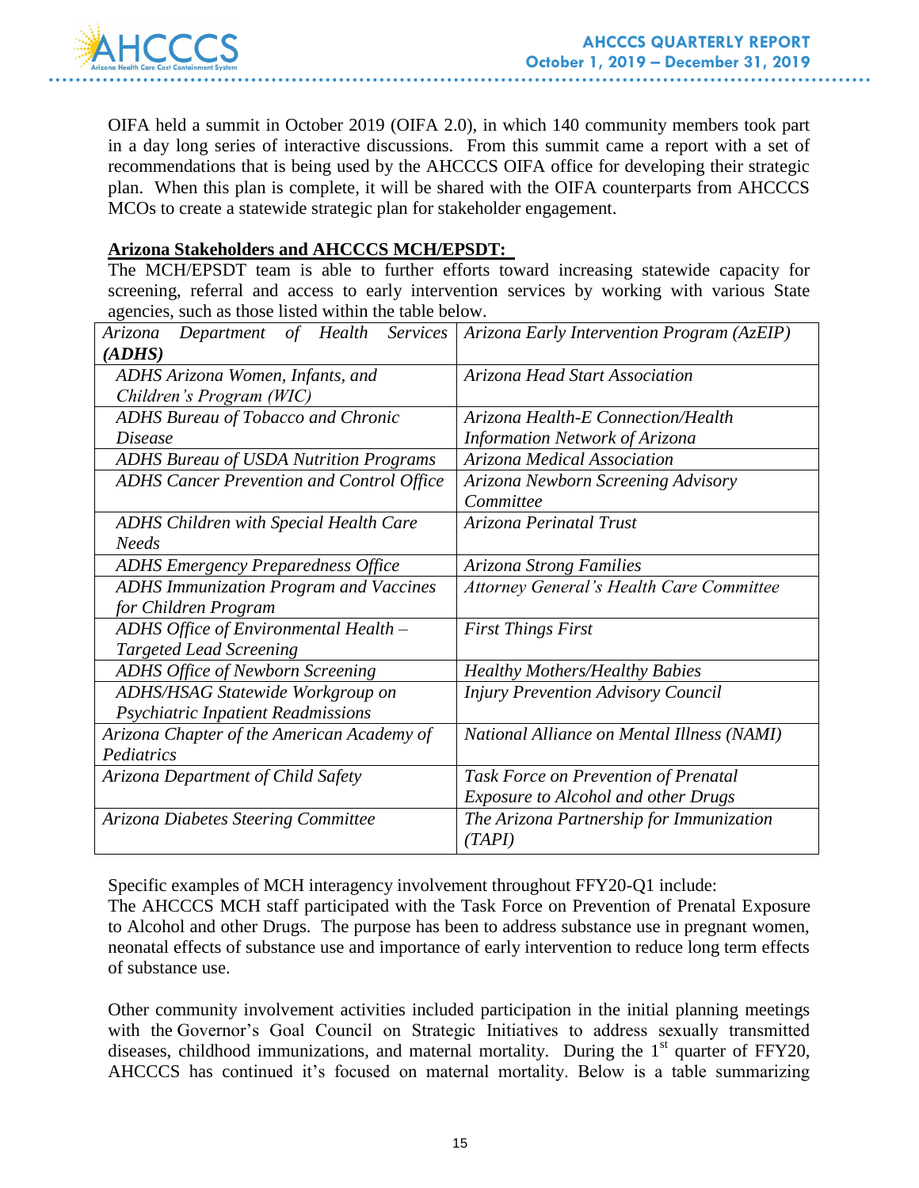OIFA held a summit in October 2019 (OIFA 2.0), in which 140 community members took part in a day long series of interactive discussions. From this summit came a report with a set of recommendations that is being used by the AHCCCS OIFA office for developing their strategic plan. When this plan is complete, it will be shared with the OIFA counterparts from AHCCCS MCOs to create a statewide strategic plan for stakeholder engagement.

**Arizona Stakeholders and AHCCCS MCH/EPSDT:**

The MCH/EPSDT team is able to further efforts toward increasing statewide capacity for screening, referral and access to early intervention services by working with various State agencies, such as those listed within the table below.

| *Arizona Department of Health Services **(ADHS)*** | *Arizona Early Intervention Program (AzEIP)* |
|---|---|
| *ADHS Arizona Women, Infants, and Children's Program (WIC)* | *Arizona Head Start Association* |
| *ADHS Bureau of Tobacco and Chronic Disease* | *Arizona Health-E Connection/Health Information Network of Arizona* |
| *ADHS Bureau of USDA Nutrition Programs* | *Arizona Medical Association* |
| *ADHS Cancer Prevention and Control Office* | *Arizona Newborn Screening Advisory Committee* |
| *ADHS Children with Special Health Care Needs* | *Arizona Perinatal Trust* |
| *ADHS Emergency Preparedness Office* | *Arizona Strong Families* |
| *ADHS Immunization Program and Vaccines for Children Program* | *Attorney General's Health Care Committee* |
| *ADHS Office of Environmental Health – Targeted Lead Screening* | *First Things First* |
| *ADHS Office of Newborn Screening* | *Healthy Mothers/Healthy Babies* |
| *ADHS/HSAG Statewide Workgroup on Psychiatric Inpatient Readmissions* | *Injury Prevention Advisory Council* |
| *Arizona Chapter of the American Academy of Pediatrics* | *National Alliance on Mental Illness (NAMI)* |
| *Arizona Department of Child Safety* | *Task Force on Prevention of Prenatal Exposure to Alcohol and other Drugs* |
| *Arizona Diabetes Steering Committee* | *The Arizona Partnership for Immunization (TAPI)* |

Specific examples of MCH interagency involvement throughout FFY20-Q1 include:
The AHCCCS MCH staff participated with the Task Force on Prevention of Prenatal Exposure to Alcohol and other Drugs. The purpose has been to address substance use in pregnant women, neonatal effects of substance use and importance of early intervention to reduce long term effects of substance use.

Other community involvement activities included participation in the initial planning meetings with the Governor's Goal Council on Strategic Initiatives to address sexually transmitted diseases, childhood immunizations, and maternal mortality. During the 1st quarter of FFY20, AHCCCS has continued it's focused on maternal mortality. Below is a table summarizing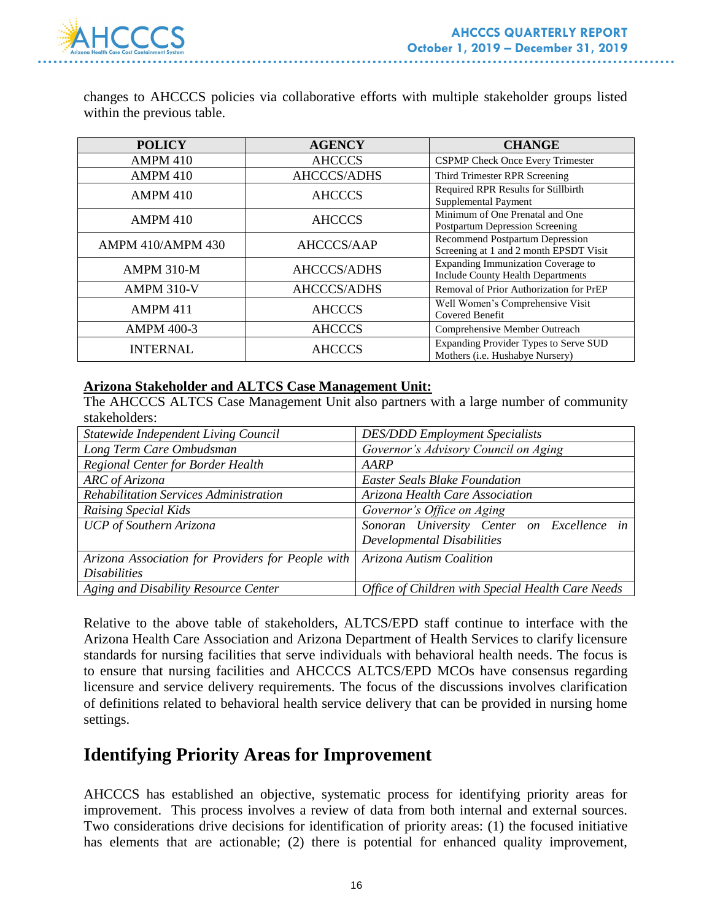changes to AHCCCS policies via collaborative efforts with multiple stakeholder groups listed within the previous table.

| POLICY | AGENCY | CHANGE |
|---|---|---|
| AMPM 410 | AHCCCS | CSPMP Check Once Every Trimester |
| AMPM 410 | AHCCCS/ADHS | Third Trimester RPR Screening |
| AMPM 410 | AHCCCS | Required RPR Results for Stillbirth Supplemental Payment |
| AMPM 410 | AHCCCS | Minimum of One Prenatal and One Postpartum Depression Screening |
| AMPM 410/AMPM 430 | AHCCCS/AAP | Recommend Postpartum Depression Screening at 1 and 2 month EPSDT Visit |
| AMPM 310-M | AHCCCS/ADHS | Expanding Immunization Coverage to Include County Health Departments |
| AMPM 310-V | AHCCCS/ADHS | Removal of Prior Authorization for PrEP |
| AMPM 411 | AHCCCS | Well Women's Comprehensive Visit Covered Benefit |
| AMPM 400-3 | AHCCCS | Comprehensive Member Outreach |
| INTERNAL | AHCCCS | Expanding Provider Types to Serve SUD Mothers (i.e. Hushabye Nursery) |

**Arizona Stakeholder and ALTCS Case Management Unit:**

The AHCCCS ALTCS Case Management Unit also partners with a large number of community stakeholders:

| | |
|---|---|
| *Statewide Independent Living Council* | *DES/DDD Employment Specialists* |
| *Long Term Care Ombudsman* | *Governor's Advisory Council on Aging* |
| *Regional Center for Border Health* | *AARP* |
| *ARC of Arizona* | *Easter Seals Blake Foundation* |
| *Rehabilitation Services Administration* | *Arizona Health Care Association* |
| *Raising Special Kids* | *Governor's Office on Aging* |
| *UCP of Southern Arizona* | *Sonoran University Center on Excellence in Developmental Disabilities* |
| *Arizona Association for Providers for People with Disabilities* | *Arizona Autism Coalition* |
| *Aging and Disability Resource Center* | *Office of Children with Special Health Care Needs* |

Relative to the above table of stakeholders, ALTCS/EPD staff continue to interface with the Arizona Health Care Association and Arizona Department of Health Services to clarify licensure standards for nursing facilities that serve individuals with behavioral health needs. The focus is to ensure that nursing facilities and AHCCCS ALTCS/EPD MCOs have consensus regarding licensure and service delivery requirements. The focus of the discussions involves clarification of definitions related to behavioral health service delivery that can be provided in nursing home settings.

## Identifying Priority Areas for Improvement

AHCCCS has established an objective, systematic process for identifying priority areas for improvement. This process involves a review of data from both internal and external sources. Two considerations drive decisions for identification of priority areas: (1) the focused initiative has elements that are actionable; (2) there is potential for enhanced quality improvement,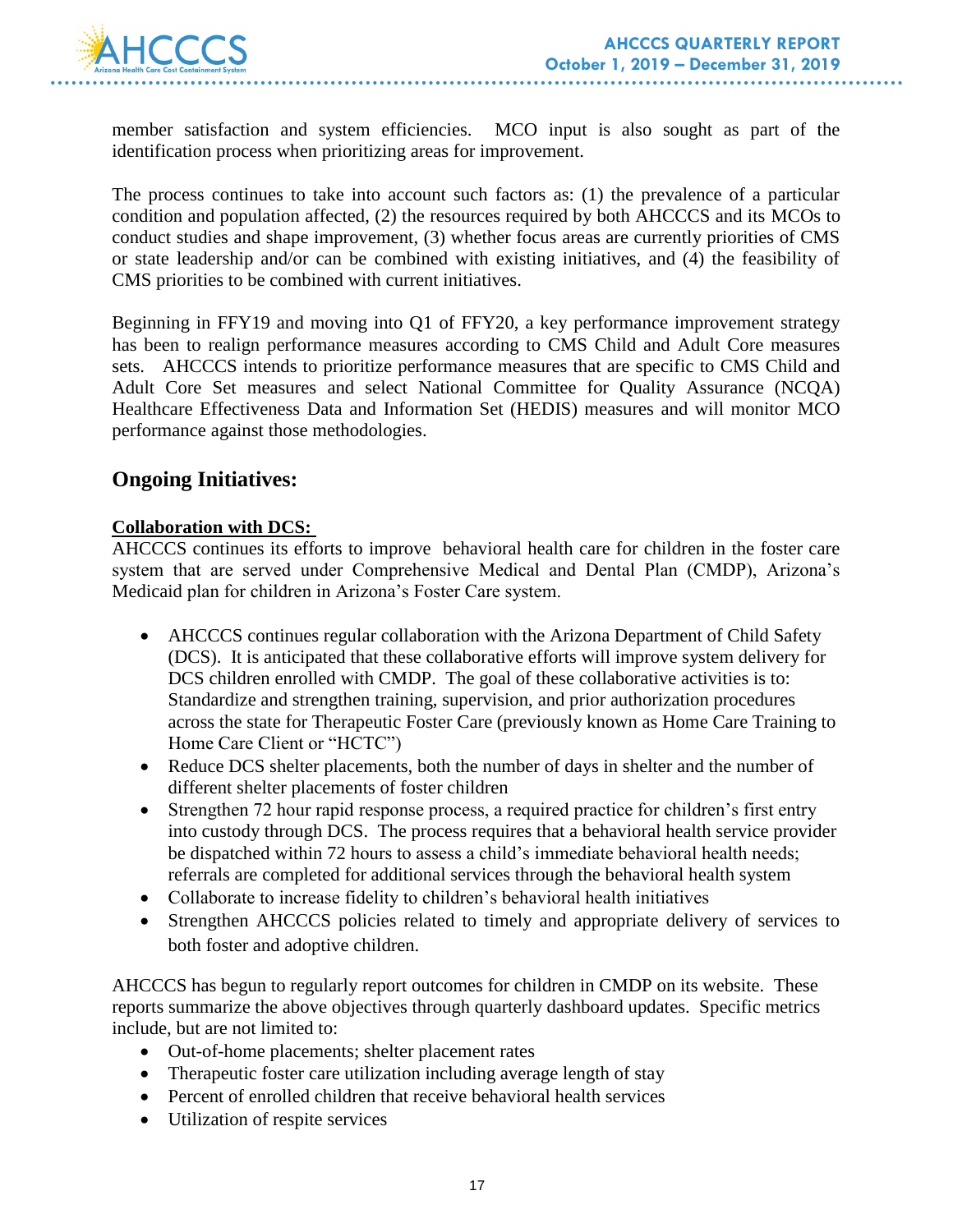member satisfaction and system efficiencies. MCO input is also sought as part of the identification process when prioritizing areas for improvement.

The process continues to take into account such factors as: (1) the prevalence of a particular condition and population affected, (2) the resources required by both AHCCCS and its MCOs to conduct studies and shape improvement, (3) whether focus areas are currently priorities of CMS or state leadership and/or can be combined with existing initiatives, and (4) the feasibility of CMS priorities to be combined with current initiatives.

Beginning in FFY19 and moving into Q1 of FFY20, a key performance improvement strategy has been to realign performance measures according to CMS Child and Adult Core measures sets. AHCCCS intends to prioritize performance measures that are specific to CMS Child and Adult Core Set measures and select National Committee for Quality Assurance (NCQA) Healthcare Effectiveness Data and Information Set (HEDIS) measures and will monitor MCO performance against those methodologies.

## Ongoing Initiatives:

**Collaboration with DCS:**

AHCCCS continues its efforts to improve behavioral health care for children in the foster care system that are served under Comprehensive Medical and Dental Plan (CMDP), Arizona's Medicaid plan for children in Arizona's Foster Care system.

- AHCCCS continues regular collaboration with the Arizona Department of Child Safety (DCS). It is anticipated that these collaborative efforts will improve system delivery for DCS children enrolled with CMDP. The goal of these collaborative activities is to: Standardize and strengthen training, supervision, and prior authorization procedures across the state for Therapeutic Foster Care (previously known as Home Care Training to Home Care Client or "HCTC")
- Reduce DCS shelter placements, both the number of days in shelter and the number of different shelter placements of foster children
- Strengthen 72 hour rapid response process, a required practice for children's first entry into custody through DCS. The process requires that a behavioral health service provider be dispatched within 72 hours to assess a child's immediate behavioral health needs; referrals are completed for additional services through the behavioral health system
- Collaborate to increase fidelity to children's behavioral health initiatives
- Strengthen AHCCCS policies related to timely and appropriate delivery of services to both foster and adoptive children.

AHCCCS has begun to regularly report outcomes for children in CMDP on its website. These reports summarize the above objectives through quarterly dashboard updates. Specific metrics include, but are not limited to:

- Out-of-home placements; shelter placement rates
- Therapeutic foster care utilization including average length of stay
- Percent of enrolled children that receive behavioral health services
- Utilization of respite services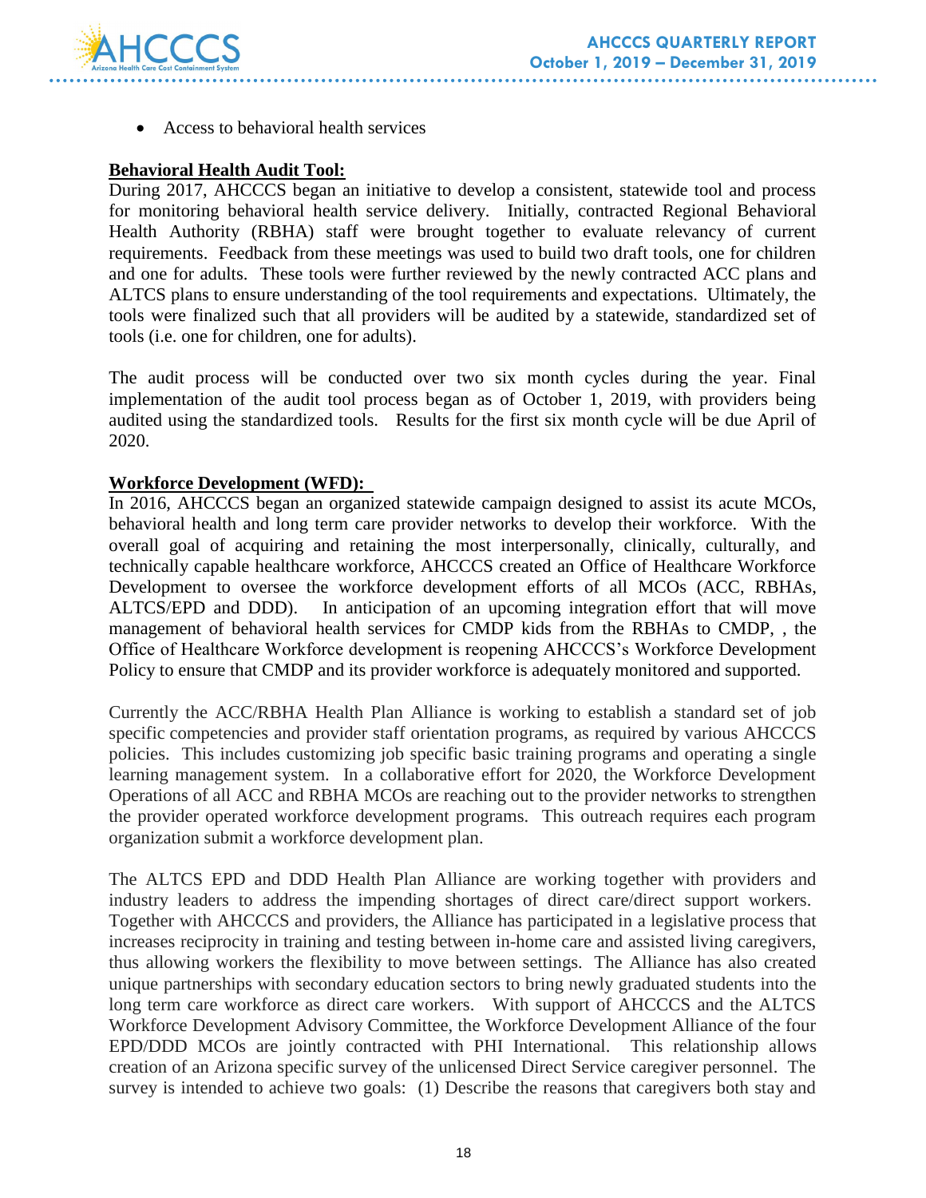- Access to behavioral health services

**Behavioral Health Audit Tool:**

During 2017, AHCCCS began an initiative to develop a consistent, statewide tool and process for monitoring behavioral health service delivery. Initially, contracted Regional Behavioral Health Authority (RBHA) staff were brought together to evaluate relevancy of current requirements. Feedback from these meetings was used to build two draft tools, one for children and one for adults. These tools were further reviewed by the newly contracted ACC plans and ALTCS plans to ensure understanding of the tool requirements and expectations. Ultimately, the tools were finalized such that all providers will be audited by a statewide, standardized set of tools (i.e. one for children, one for adults).

The audit process will be conducted over two six month cycles during the year. Final implementation of the audit tool process began as of October 1, 2019, with providers being audited using the standardized tools. Results for the first six month cycle will be due April of 2020.

**Workforce Development (WFD):**

In 2016, AHCCCS began an organized statewide campaign designed to assist its acute MCOs, behavioral health and long term care provider networks to develop their workforce. With the overall goal of acquiring and retaining the most interpersonally, clinically, culturally, and technically capable healthcare workforce, AHCCCS created an Office of Healthcare Workforce Development to oversee the workforce development efforts of all MCOs (ACC, RBHAs, ALTCS/EPD and DDD). In anticipation of an upcoming integration effort that will move management of behavioral health services for CMDP kids from the RBHAs to CMDP, , the Office of Healthcare Workforce development is reopening AHCCCS's Workforce Development Policy to ensure that CMDP and its provider workforce is adequately monitored and supported.

Currently the ACC/RBHA Health Plan Alliance is working to establish a standard set of job specific competencies and provider staff orientation programs, as required by various AHCCCS policies. This includes customizing job specific basic training programs and operating a single learning management system. In a collaborative effort for 2020, the Workforce Development Operations of all ACC and RBHA MCOs are reaching out to the provider networks to strengthen the provider operated workforce development programs. This outreach requires each program organization submit a workforce development plan.

The ALTCS EPD and DDD Health Plan Alliance are working together with providers and industry leaders to address the impending shortages of direct care/direct support workers. Together with AHCCCS and providers, the Alliance has participated in a legislative process that increases reciprocity in training and testing between in-home care and assisted living caregivers, thus allowing workers the flexibility to move between settings. The Alliance has also created unique partnerships with secondary education sectors to bring newly graduated students into the long term care workforce as direct care workers. With support of AHCCCS and the ALTCS Workforce Development Advisory Committee, the Workforce Development Alliance of the four EPD/DDD MCOs are jointly contracted with PHI International. This relationship allows creation of an Arizona specific survey of the unlicensed Direct Service caregiver personnel. The survey is intended to achieve two goals: (1) Describe the reasons that caregivers both stay and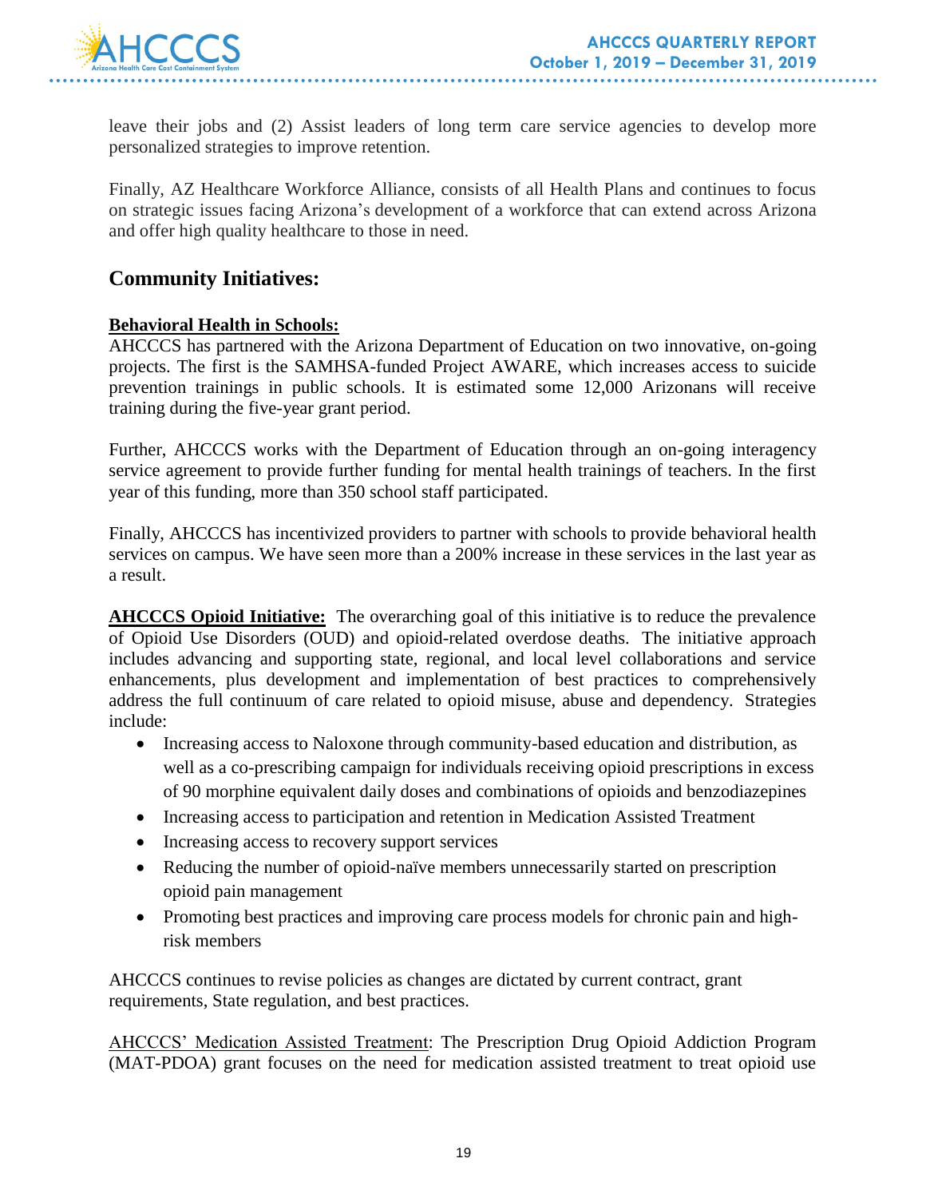leave their jobs and (2) Assist leaders of long term care service agencies to develop more personalized strategies to improve retention.

Finally, AZ Healthcare Workforce Alliance, consists of all Health Plans and continues to focus on strategic issues facing Arizona's development of a workforce that can extend across Arizona and offer high quality healthcare to those in need.

## Community Initiatives:

**Behavioral Health in Schools:**
AHCCCS has partnered with the Arizona Department of Education on two innovative, on-going projects. The first is the SAMHSA-funded Project AWARE, which increases access to suicide prevention trainings in public schools. It is estimated some 12,000 Arizonans will receive training during the five-year grant period.

Further, AHCCCS works with the Department of Education through an on-going interagency service agreement to provide further funding for mental health trainings of teachers. In the first year of this funding, more than 350 school staff participated.

Finally, AHCCCS has incentivized providers to partner with schools to provide behavioral health services on campus. We have seen more than a 200% increase in these services in the last year as a result.

**AHCCCS Opioid Initiative:** The overarching goal of this initiative is to reduce the prevalence of Opioid Use Disorders (OUD) and opioid-related overdose deaths. The initiative approach includes advancing and supporting state, regional, and local level collaborations and service enhancements, plus development and implementation of best practices to comprehensively address the full continuum of care related to opioid misuse, abuse and dependency. Strategies include:

- Increasing access to Naloxone through community-based education and distribution, as well as a co-prescribing campaign for individuals receiving opioid prescriptions in excess of 90 morphine equivalent daily doses and combinations of opioids and benzodiazepines
- Increasing access to participation and retention in Medication Assisted Treatment
- Increasing access to recovery support services
- Reducing the number of opioid-naïve members unnecessarily started on prescription opioid pain management
- Promoting best practices and improving care process models for chronic pain and high-risk members

AHCCCS continues to revise policies as changes are dictated by current contract, grant requirements, State regulation, and best practices.

AHCCCS' Medication Assisted Treatment: The Prescription Drug Opioid Addiction Program (MAT-PDOA) grant focuses on the need for medication assisted treatment to treat opioid use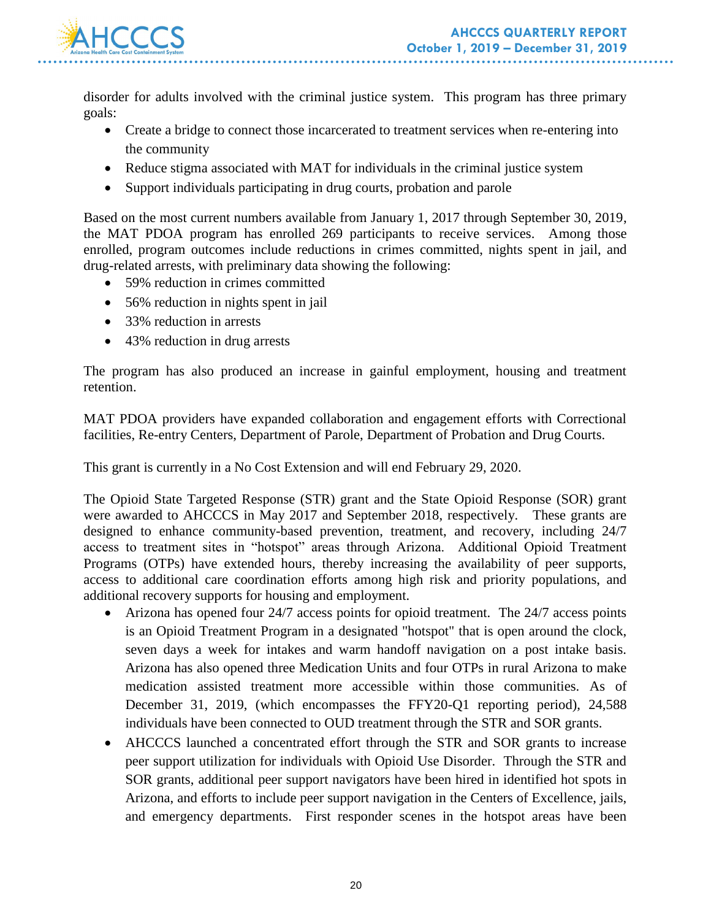disorder for adults involved with the criminal justice system. This program has three primary goals:

- Create a bridge to connect those incarcerated to treatment services when re-entering into the community
- Reduce stigma associated with MAT for individuals in the criminal justice system
- Support individuals participating in drug courts, probation and parole

Based on the most current numbers available from January 1, 2017 through September 30, 2019, the MAT PDOA program has enrolled 269 participants to receive services. Among those enrolled, program outcomes include reductions in crimes committed, nights spent in jail, and drug-related arrests, with preliminary data showing the following:

- 59% reduction in crimes committed
- 56% reduction in nights spent in jail
- 33% reduction in arrests
- 43% reduction in drug arrests

The program has also produced an increase in gainful employment, housing and treatment retention.

MAT PDOA providers have expanded collaboration and engagement efforts with Correctional facilities, Re-entry Centers, Department of Parole, Department of Probation and Drug Courts.

This grant is currently in a No Cost Extension and will end February 29, 2020.

The Opioid State Targeted Response (STR) grant and the State Opioid Response (SOR) grant were awarded to AHCCCS in May 2017 and September 2018, respectively. These grants are designed to enhance community-based prevention, treatment, and recovery, including 24/7 access to treatment sites in "hotspot" areas through Arizona. Additional Opioid Treatment Programs (OTPs) have extended hours, thereby increasing the availability of peer supports, access to additional care coordination efforts among high risk and priority populations, and additional recovery supports for housing and employment.

- Arizona has opened four 24/7 access points for opioid treatment. The 24/7 access points is an Opioid Treatment Program in a designated "hotspot" that is open around the clock, seven days a week for intakes and warm handoff navigation on a post intake basis. Arizona has also opened three Medication Units and four OTPs in rural Arizona to make medication assisted treatment more accessible within those communities. As of December 31, 2019, (which encompasses the FFY20-Q1 reporting period), 24,588 individuals have been connected to OUD treatment through the STR and SOR grants.
- AHCCCS launched a concentrated effort through the STR and SOR grants to increase peer support utilization for individuals with Opioid Use Disorder. Through the STR and SOR grants, additional peer support navigators have been hired in identified hot spots in Arizona, and efforts to include peer support navigation in the Centers of Excellence, jails, and emergency departments. First responder scenes in the hotspot areas have been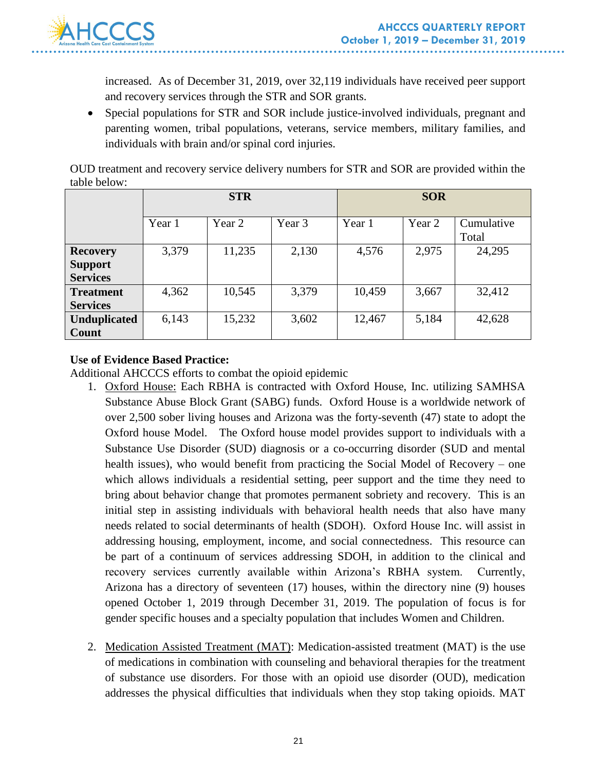increased. As of December 31, 2019, over 32,119 individuals have received peer support and recovery services through the STR and SOR grants.

- Special populations for STR and SOR include justice-involved individuals, pregnant and parenting women, tribal populations, veterans, service members, military families, and individuals with brain and/or spinal cord injuries.

OUD treatment and recovery service delivery numbers for STR and SOR are provided within the table below:

| | STR | | | SOR | | |
|---|---|---|---|---|---|---|
| | Year 1 | Year 2 | Year 3 | Year 1 | Year 2 | Cumulative Total |
| **Recovery Support Services** | 3,379 | 11,235 | 2,130 | 4,576 | 2,975 | 24,295 |
| **Treatment Services** | 4,362 | 10,545 | 3,379 | 10,459 | 3,667 | 32,412 |
| **Unduplicated Count** | 6,143 | 15,232 | 3,602 | 12,467 | 5,184 | 42,628 |

**Use of Evidence Based Practice:**

Additional AHCCCS efforts to combat the opioid epidemic

1. Oxford House: Each RBHA is contracted with Oxford House, Inc. utilizing SAMHSA Substance Abuse Block Grant (SABG) funds. Oxford House is a worldwide network of over 2,500 sober living houses and Arizona was the forty-seventh (47) state to adopt the Oxford house Model. The Oxford house model provides support to individuals with a Substance Use Disorder (SUD) diagnosis or a co-occurring disorder (SUD and mental health issues), who would benefit from practicing the Social Model of Recovery – one which allows individuals a residential setting, peer support and the time they need to bring about behavior change that promotes permanent sobriety and recovery. This is an initial step in assisting individuals with behavioral health needs that also have many needs related to social determinants of health (SDOH). Oxford House Inc. will assist in addressing housing, employment, income, and social connectedness. This resource can be part of a continuum of services addressing SDOH, in addition to the clinical and recovery services currently available within Arizona's RBHA system. Currently, Arizona has a directory of seventeen (17) houses, within the directory nine (9) houses opened October 1, 2019 through December 31, 2019. The population of focus is for gender specific houses and a specialty population that includes Women and Children.

2. Medication Assisted Treatment (MAT): Medication-assisted treatment (MAT) is the use of medications in combination with counseling and behavioral therapies for the treatment of substance use disorders. For those with an opioid use disorder (OUD), medication addresses the physical difficulties that individuals when they stop taking opioids. MAT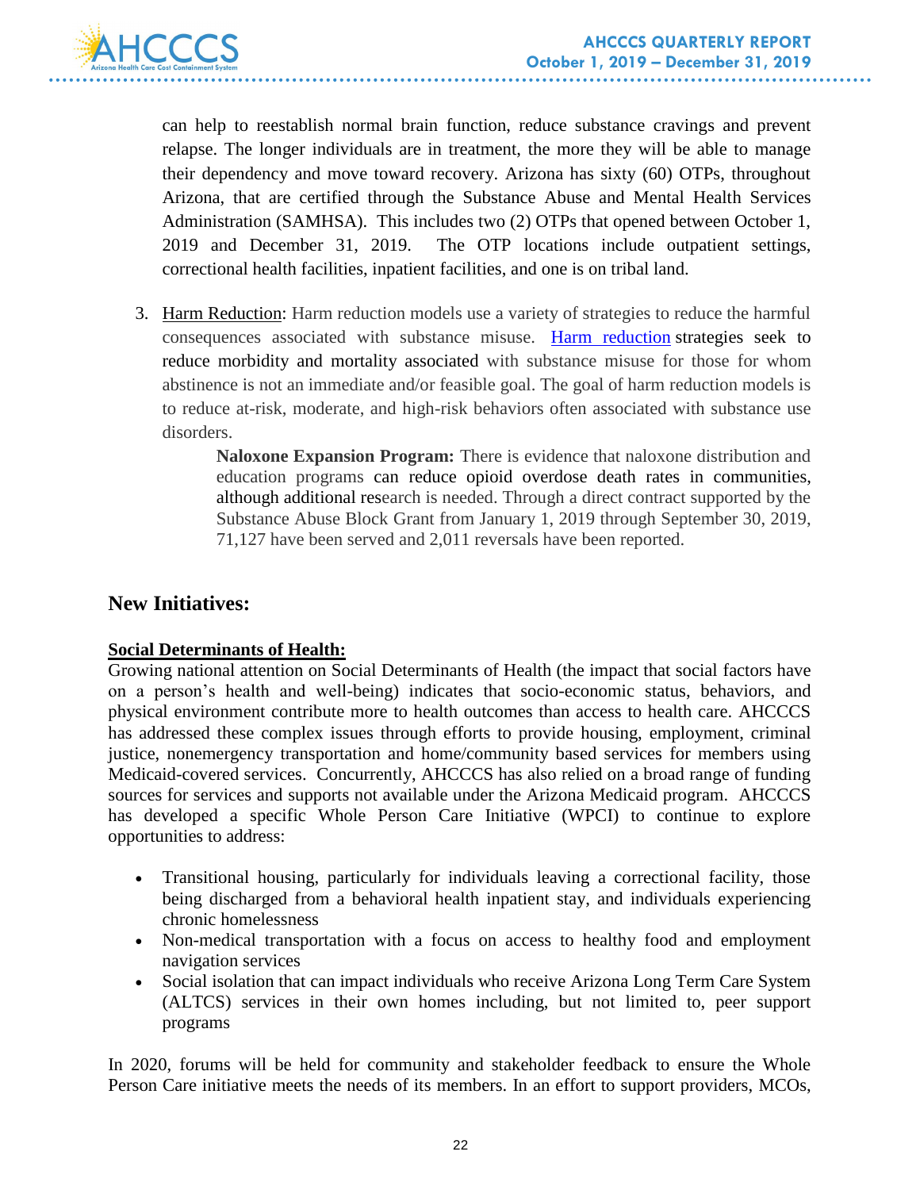can help to reestablish normal brain function, reduce substance cravings and prevent relapse. The longer individuals are in treatment, the more they will be able to manage their dependency and move toward recovery. Arizona has sixty (60) OTPs, throughout Arizona, that are certified through the Substance Abuse and Mental Health Services Administration (SAMHSA). This includes two (2) OTPs that opened between October 1, 2019 and December 31, 2019. The OTP locations include outpatient settings, correctional health facilities, inpatient facilities, and one is on tribal land.

3. Harm Reduction: Harm reduction models use a variety of strategies to reduce the harmful consequences associated with substance misuse. Harm reduction strategies seek to reduce morbidity and mortality associated with substance misuse for those for whom abstinence is not an immediate and/or feasible goal. The goal of harm reduction models is to reduce at-risk, moderate, and high-risk behaviors often associated with substance use disorders.

   **Naloxone Expansion Program:** There is evidence that naloxone distribution and education programs can reduce opioid overdose death rates in communities, although additional research is needed. Through a direct contract supported by the Substance Abuse Block Grant from January 1, 2019 through September 30, 2019, 71,127 have been served and 2,011 reversals have been reported.

## New Initiatives:

**Social Determinants of Health:**

Growing national attention on Social Determinants of Health (the impact that social factors have on a person's health and well-being) indicates that socio-economic status, behaviors, and physical environment contribute more to health outcomes than access to health care. AHCCCS has addressed these complex issues through efforts to provide housing, employment, criminal justice, nonemergency transportation and home/community based services for members using Medicaid-covered services. Concurrently, AHCCCS has also relied on a broad range of funding sources for services and supports not available under the Arizona Medicaid program. AHCCCS has developed a specific Whole Person Care Initiative (WPCI) to continue to explore opportunities to address:

- Transitional housing, particularly for individuals leaving a correctional facility, those being discharged from a behavioral health inpatient stay, and individuals experiencing chronic homelessness
- Non-medical transportation with a focus on access to healthy food and employment navigation services
- Social isolation that can impact individuals who receive Arizona Long Term Care System (ALTCS) services in their own homes including, but not limited to, peer support programs

In 2020, forums will be held for community and stakeholder feedback to ensure the Whole Person Care initiative meets the needs of its members. In an effort to support providers, MCOs,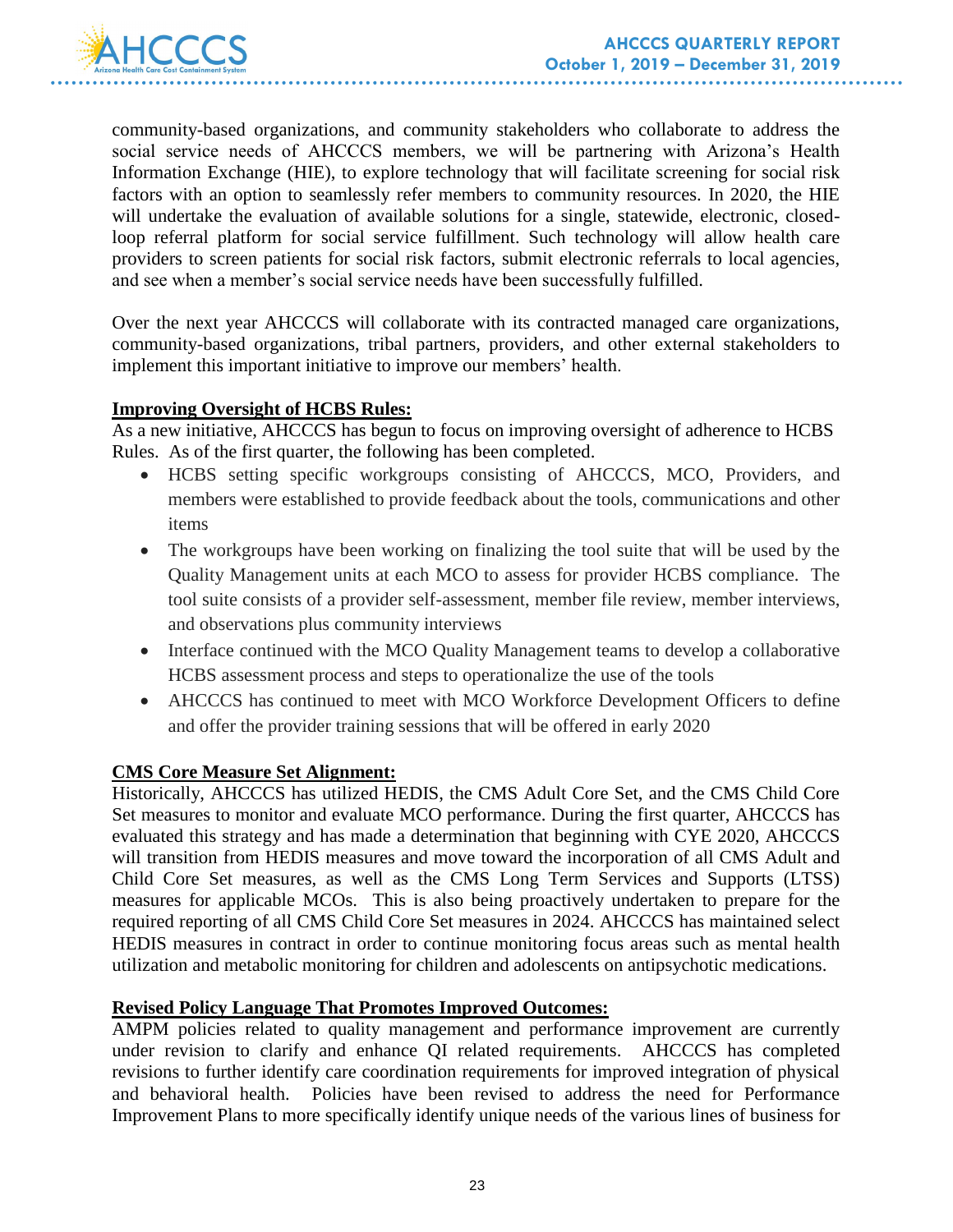community-based organizations, and community stakeholders who collaborate to address the social service needs of AHCCCS members, we will be partnering with Arizona's Health Information Exchange (HIE), to explore technology that will facilitate screening for social risk factors with an option to seamlessly refer members to community resources. In 2020, the HIE will undertake the evaluation of available solutions for a single, statewide, electronic, closed-loop referral platform for social service fulfillment. Such technology will allow health care providers to screen patients for social risk factors, submit electronic referrals to local agencies, and see when a member's social service needs have been successfully fulfilled.

Over the next year AHCCCS will collaborate with its contracted managed care organizations, community-based organizations, tribal partners, providers, and other external stakeholders to implement this important initiative to improve our members' health.

**Improving Oversight of HCBS Rules:**

As a new initiative, AHCCCS has begun to focus on improving oversight of adherence to HCBS Rules. As of the first quarter, the following has been completed.

- HCBS setting specific workgroups consisting of AHCCCS, MCO, Providers, and members were established to provide feedback about the tools, communications and other items
- The workgroups have been working on finalizing the tool suite that will be used by the Quality Management units at each MCO to assess for provider HCBS compliance. The tool suite consists of a provider self-assessment, member file review, member interviews, and observations plus community interviews
- Interface continued with the MCO Quality Management teams to develop a collaborative HCBS assessment process and steps to operationalize the use of the tools
- AHCCCS has continued to meet with MCO Workforce Development Officers to define and offer the provider training sessions that will be offered in early 2020

**CMS Core Measure Set Alignment:**

Historically, AHCCCS has utilized HEDIS, the CMS Adult Core Set, and the CMS Child Core Set measures to monitor and evaluate MCO performance. During the first quarter, AHCCCS has evaluated this strategy and has made a determination that beginning with CYE 2020, AHCCCS will transition from HEDIS measures and move toward the incorporation of all CMS Adult and Child Core Set measures, as well as the CMS Long Term Services and Supports (LTSS) measures for applicable MCOs. This is also being proactively undertaken to prepare for the required reporting of all CMS Child Core Set measures in 2024. AHCCCS has maintained select HEDIS measures in contract in order to continue monitoring focus areas such as mental health utilization and metabolic monitoring for children and adolescents on antipsychotic medications.

**Revised Policy Language That Promotes Improved Outcomes:**

AMPM policies related to quality management and performance improvement are currently under revision to clarify and enhance QI related requirements. AHCCCS has completed revisions to further identify care coordination requirements for improved integration of physical and behavioral health. Policies have been revised to address the need for Performance Improvement Plans to more specifically identify unique needs of the various lines of business for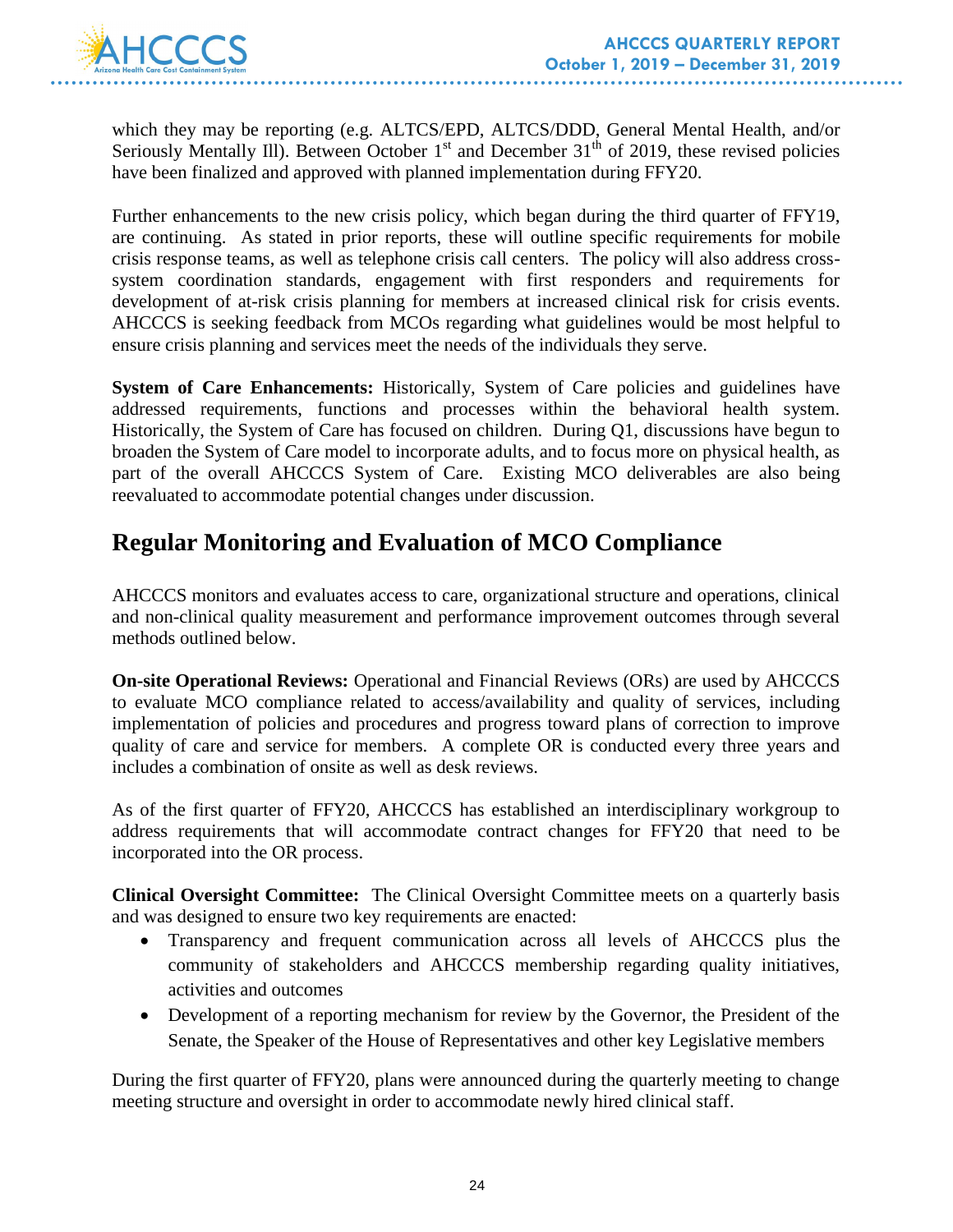which they may be reporting (e.g. ALTCS/EPD, ALTCS/DDD, General Mental Health, and/or Seriously Mentally Ill). Between October 1st and December 31th of 2019, these revised policies have been finalized and approved with planned implementation during FFY20.

Further enhancements to the new crisis policy, which began during the third quarter of FFY19, are continuing. As stated in prior reports, these will outline specific requirements for mobile crisis response teams, as well as telephone crisis call centers. The policy will also address cross-system coordination standards, engagement with first responders and requirements for development of at-risk crisis planning for members at increased clinical risk for crisis events. AHCCCS is seeking feedback from MCOs regarding what guidelines would be most helpful to ensure crisis planning and services meet the needs of the individuals they serve.

**System of Care Enhancements:** Historically, System of Care policies and guidelines have addressed requirements, functions and processes within the behavioral health system. Historically, the System of Care has focused on children. During Q1, discussions have begun to broaden the System of Care model to incorporate adults, and to focus more on physical health, as part of the overall AHCCCS System of Care. Existing MCO deliverables are also being reevaluated to accommodate potential changes under discussion.

## Regular Monitoring and Evaluation of MCO Compliance

AHCCCS monitors and evaluates access to care, organizational structure and operations, clinical and non-clinical quality measurement and performance improvement outcomes through several methods outlined below.

**On-site Operational Reviews:** Operational and Financial Reviews (ORs) are used by AHCCCS to evaluate MCO compliance related to access/availability and quality of services, including implementation of policies and procedures and progress toward plans of correction to improve quality of care and service for members. A complete OR is conducted every three years and includes a combination of onsite as well as desk reviews.

As of the first quarter of FFY20, AHCCCS has established an interdisciplinary workgroup to address requirements that will accommodate contract changes for FFY20 that need to be incorporated into the OR process.

**Clinical Oversight Committee:** The Clinical Oversight Committee meets on a quarterly basis and was designed to ensure two key requirements are enacted:

- Transparency and frequent communication across all levels of AHCCCS plus the community of stakeholders and AHCCCS membership regarding quality initiatives, activities and outcomes
- Development of a reporting mechanism for review by the Governor, the President of the Senate, the Speaker of the House of Representatives and other key Legislative members

During the first quarter of FFY20, plans were announced during the quarterly meeting to change meeting structure and oversight in order to accommodate newly hired clinical staff.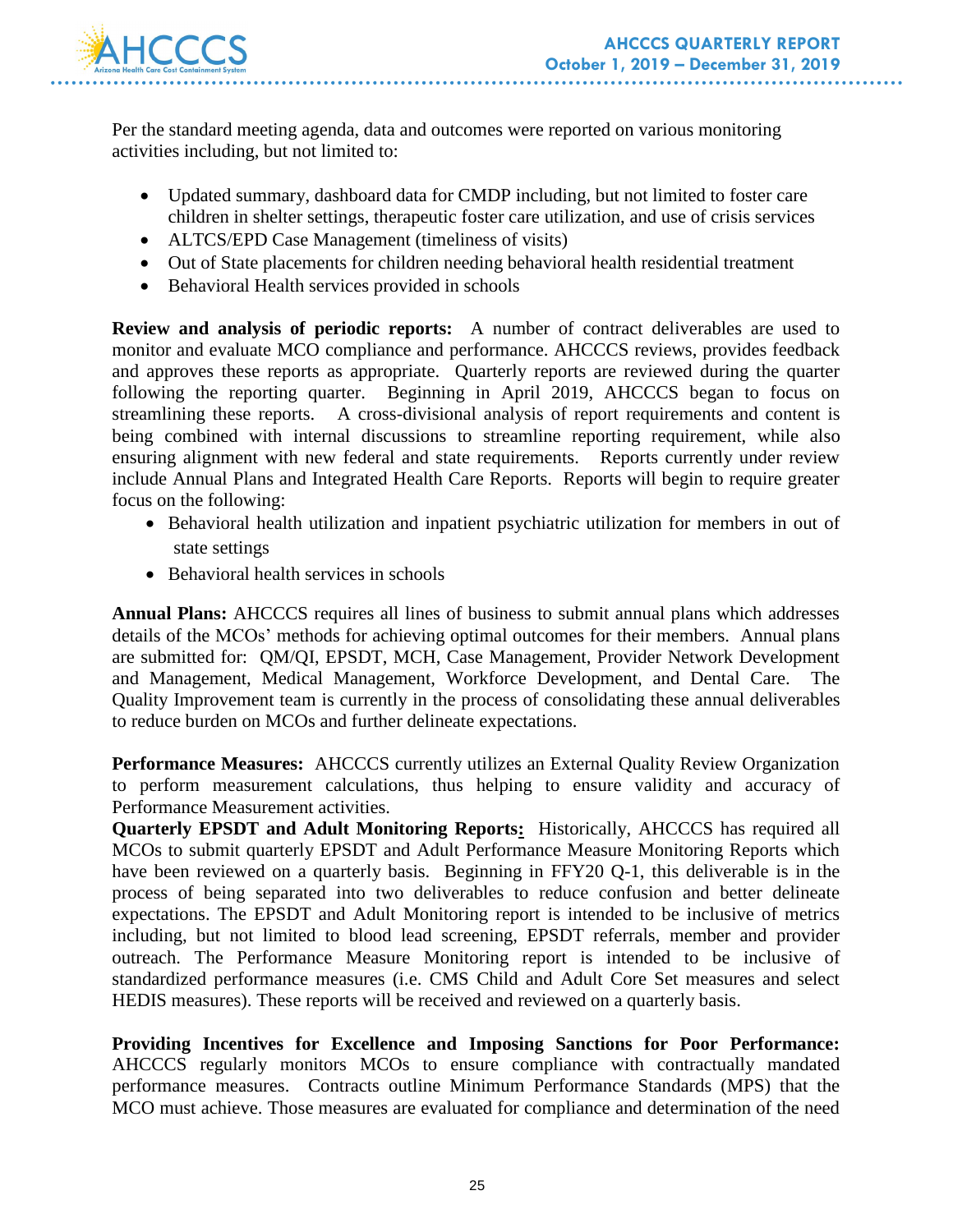Per the standard meeting agenda, data and outcomes were reported on various monitoring activities including, but not limited to:

- Updated summary, dashboard data for CMDP including, but not limited to foster care children in shelter settings, therapeutic foster care utilization, and use of crisis services
- ALTCS/EPD Case Management (timeliness of visits)
- Out of State placements for children needing behavioral health residential treatment
- Behavioral Health services provided in schools

**Review and analysis of periodic reports:** A number of contract deliverables are used to monitor and evaluate MCO compliance and performance. AHCCCS reviews, provides feedback and approves these reports as appropriate. Quarterly reports are reviewed during the quarter following the reporting quarter. Beginning in April 2019, AHCCCS began to focus on streamlining these reports. A cross-divisional analysis of report requirements and content is being combined with internal discussions to streamline reporting requirement, while also ensuring alignment with new federal and state requirements. Reports currently under review include Annual Plans and Integrated Health Care Reports. Reports will begin to require greater focus on the following:

- Behavioral health utilization and inpatient psychiatric utilization for members in out of state settings
- Behavioral health services in schools

**Annual Plans:** AHCCCS requires all lines of business to submit annual plans which addresses details of the MCOs' methods for achieving optimal outcomes for their members. Annual plans are submitted for: QM/QI, EPSDT, MCH, Case Management, Provider Network Development and Management, Medical Management, Workforce Development, and Dental Care. The Quality Improvement team is currently in the process of consolidating these annual deliverables to reduce burden on MCOs and further delineate expectations.

**Performance Measures:** AHCCCS currently utilizes an External Quality Review Organization to perform measurement calculations, thus helping to ensure validity and accuracy of Performance Measurement activities.

**Quarterly EPSDT and Adult Monitoring Reports:** Historically, AHCCCS has required all MCOs to submit quarterly EPSDT and Adult Performance Measure Monitoring Reports which have been reviewed on a quarterly basis. Beginning in FFY20 Q-1, this deliverable is in the process of being separated into two deliverables to reduce confusion and better delineate expectations. The EPSDT and Adult Monitoring report is intended to be inclusive of metrics including, but not limited to blood lead screening, EPSDT referrals, member and provider outreach. The Performance Measure Monitoring report is intended to be inclusive of standardized performance measures (i.e. CMS Child and Adult Core Set measures and select HEDIS measures). These reports will be received and reviewed on a quarterly basis.

**Providing Incentives for Excellence and Imposing Sanctions for Poor Performance:** AHCCCS regularly monitors MCOs to ensure compliance with contractually mandated performance measures. Contracts outline Minimum Performance Standards (MPS) that the MCO must achieve. Those measures are evaluated for compliance and determination of the need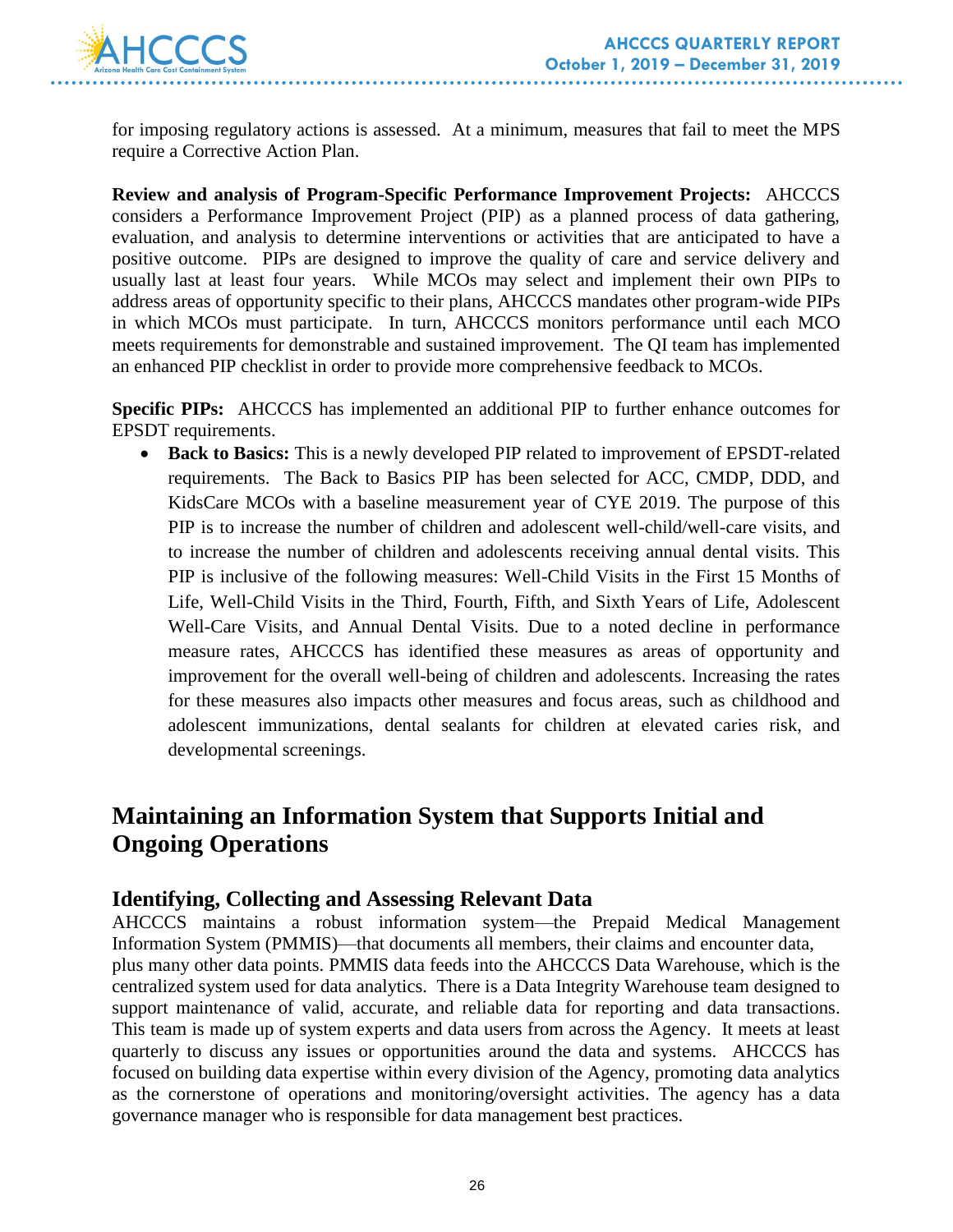for imposing regulatory actions is assessed. At a minimum, measures that fail to meet the MPS require a Corrective Action Plan.

**Review and analysis of Program-Specific Performance Improvement Projects:** AHCCCS considers a Performance Improvement Project (PIP) as a planned process of data gathering, evaluation, and analysis to determine interventions or activities that are anticipated to have a positive outcome. PIPs are designed to improve the quality of care and service delivery and usually last at least four years. While MCOs may select and implement their own PIPs to address areas of opportunity specific to their plans, AHCCCS mandates other program-wide PIPs in which MCOs must participate. In turn, AHCCCS monitors performance until each MCO meets requirements for demonstrable and sustained improvement. The QI team has implemented an enhanced PIP checklist in order to provide more comprehensive feedback to MCOs.

**Specific PIPs:** AHCCCS has implemented an additional PIP to further enhance outcomes for EPSDT requirements.

- **Back to Basics:** This is a newly developed PIP related to improvement of EPSDT-related requirements. The Back to Basics PIP has been selected for ACC, CMDP, DDD, and KidsCare MCOs with a baseline measurement year of CYE 2019. The purpose of this PIP is to increase the number of children and adolescent well-child/well-care visits, and to increase the number of children and adolescents receiving annual dental visits. This PIP is inclusive of the following measures: Well-Child Visits in the First 15 Months of Life, Well-Child Visits in the Third, Fourth, Fifth, and Sixth Years of Life, Adolescent Well-Care Visits, and Annual Dental Visits. Due to a noted decline in performance measure rates, AHCCCS has identified these measures as areas of opportunity and improvement for the overall well-being of children and adolescents. Increasing the rates for these measures also impacts other measures and focus areas, such as childhood and adolescent immunizations, dental sealants for children at elevated caries risk, and developmental screenings.

# Maintaining an Information System that Supports Initial and Ongoing Operations

## Identifying, Collecting and Assessing Relevant Data

AHCCCS maintains a robust information system—the Prepaid Medical Management Information System (PMMIS)—that documents all members, their claims and encounter data, plus many other data points. PMMIS data feeds into the AHCCCS Data Warehouse, which is the centralized system used for data analytics. There is a Data Integrity Warehouse team designed to support maintenance of valid, accurate, and reliable data for reporting and data transactions. This team is made up of system experts and data users from across the Agency. It meets at least quarterly to discuss any issues or opportunities around the data and systems. AHCCCS has focused on building data expertise within every division of the Agency, promoting data analytics as the cornerstone of operations and monitoring/oversight activities. The agency has a data governance manager who is responsible for data management best practices.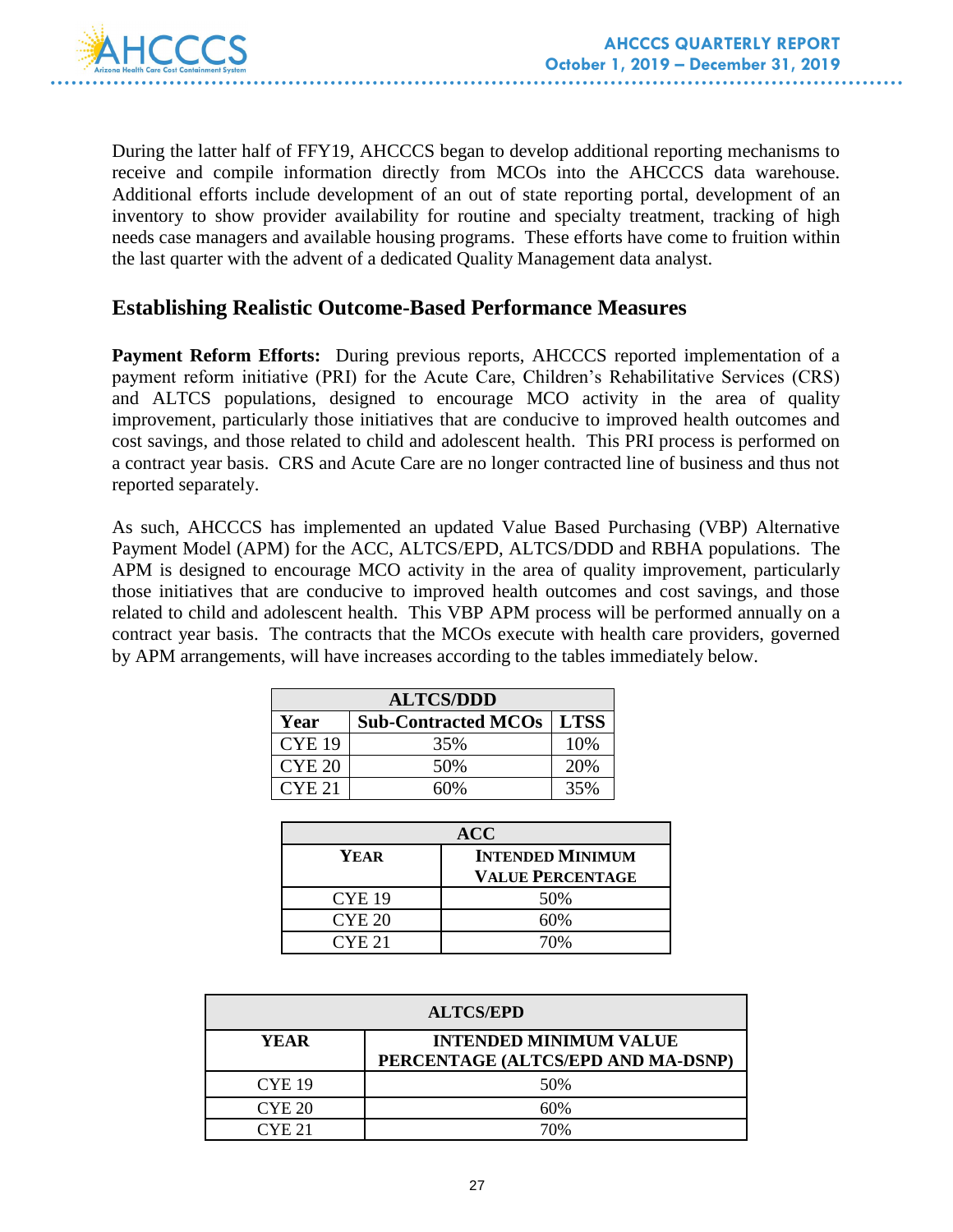During the latter half of FFY19, AHCCCS began to develop additional reporting mechanisms to receive and compile information directly from MCOs into the AHCCCS data warehouse. Additional efforts include development of an out of state reporting portal, development of an inventory to show provider availability for routine and specialty treatment, tracking of high needs case managers and available housing programs. These efforts have come to fruition within the last quarter with the advent of a dedicated Quality Management data analyst.

## Establishing Realistic Outcome-Based Performance Measures

**Payment Reform Efforts:** During previous reports, AHCCCS reported implementation of a payment reform initiative (PRI) for the Acute Care, Children's Rehabilitative Services (CRS) and ALTCS populations, designed to encourage MCO activity in the area of quality improvement, particularly those initiatives that are conducive to improved health outcomes and cost savings, and those related to child and adolescent health. This PRI process is performed on a contract year basis. CRS and Acute Care are no longer contracted line of business and thus not reported separately.

As such, AHCCCS has implemented an updated Value Based Purchasing (VBP) Alternative Payment Model (APM) for the ACC, ALTCS/EPD, ALTCS/DDD and RBHA populations. The APM is designed to encourage MCO activity in the area of quality improvement, particularly those initiatives that are conducive to improved health outcomes and cost savings, and those related to child and adolescent health. This VBP APM process will be performed annually on a contract year basis. The contracts that the MCOs execute with health care providers, governed by APM arrangements, will have increases according to the tables immediately below.

| ALTCS/DDD | | |
|---|---|---|
| **Year** | **Sub-Contracted MCOs** | **LTSS** |
| CYE 19 | 35% | 10% |
| CYE 20 | 50% | 20% |
| CYE 21 | 60% | 35% |

| ACC | |
|---|---|
| **YEAR** | **INTENDED MINIMUM VALUE PERCENTAGE** |
| CYE 19 | 50% |
| CYE 20 | 60% |
| CYE 21 | 70% |

| ALTCS/EPD | |
|---|---|
| **YEAR** | **INTENDED MINIMUM VALUE PERCENTAGE (ALTCS/EPD AND MA-DSNP)** |
| CYE 19 | 50% |
| CYE 20 | 60% |
| CYE 21 | 70% |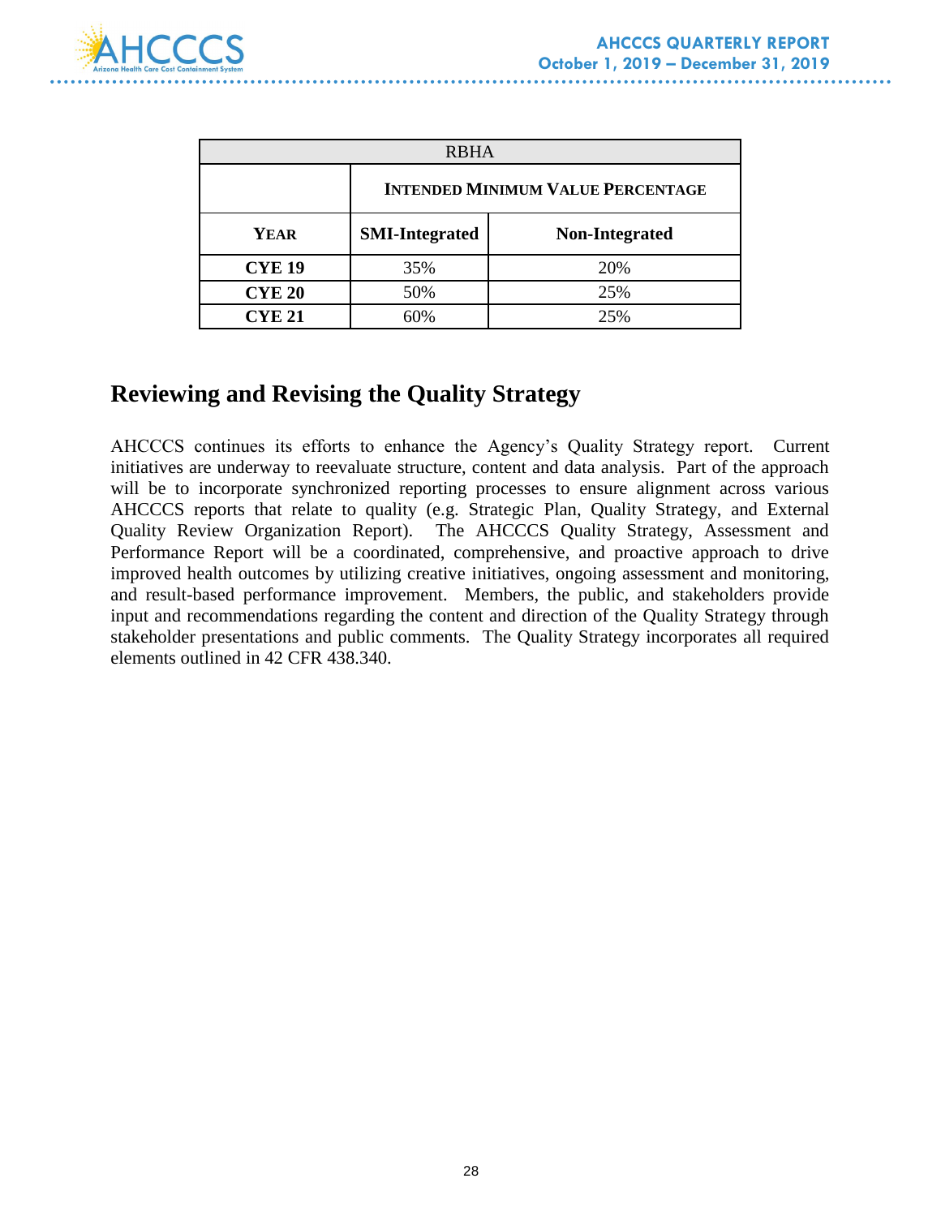| RBHA | | |
|---|---|---|
| | **Intended Minimum Value Percentage** | |
| **Year** | **SMI-Integrated** | **Non-Integrated** |
| **CYE 19** | 35% | 20% |
| **CYE 20** | 50% | 25% |
| **CYE 21** | 60% | 25% |

## Reviewing and Revising the Quality Strategy

AHCCCS continues its efforts to enhance the Agency's Quality Strategy report. Current initiatives are underway to reevaluate structure, content and data analysis. Part of the approach will be to incorporate synchronized reporting processes to ensure alignment across various AHCCCS reports that relate to quality (e.g. Strategic Plan, Quality Strategy, and External Quality Review Organization Report). The AHCCCS Quality Strategy, Assessment and Performance Report will be a coordinated, comprehensive, and proactive approach to drive improved health outcomes by utilizing creative initiatives, ongoing assessment and monitoring, and result-based performance improvement. Members, the public, and stakeholders provide input and recommendations regarding the content and direction of the Quality Strategy through stakeholder presentations and public comments. The Quality Strategy incorporates all required elements outlined in 42 CFR 438.340.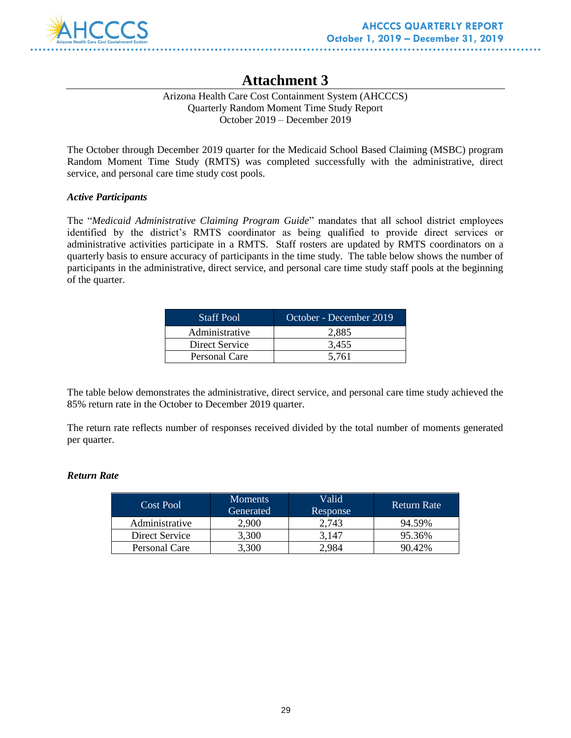# Attachment 3

Arizona Health Care Cost Containment System (AHCCCS)
Quarterly Random Moment Time Study Report
October 2019 – December 2019

The October through December 2019 quarter for the Medicaid School Based Claiming (MSBC) program Random Moment Time Study (RMTS) was completed successfully with the administrative, direct service, and personal care time study cost pools.

***Active Participants***

The "*Medicaid Administrative Claiming Program Guide*" mandates that all school district employees identified by the district's RMTS coordinator as being qualified to provide direct services or administrative activities participate in a RMTS. Staff rosters are updated by RMTS coordinators on a quarterly basis to ensure accuracy of participants in the time study. The table below shows the number of participants in the administrative, direct service, and personal care time study staff pools at the beginning of the quarter.

| Staff Pool | October - December 2019 |
|---|---|
| Administrative | 2,885 |
| Direct Service | 3,455 |
| Personal Care | 5,761 |

The table below demonstrates the administrative, direct service, and personal care time study achieved the 85% return rate in the October to December 2019 quarter.

The return rate reflects number of responses received divided by the total number of moments generated per quarter.

***Return Rate***

| Cost Pool | Moments Generated | Valid Response | Return Rate |
|---|---|---|---|
| Administrative | 2,900 | 2,743 | 94.59% |
| Direct Service | 3,300 | 3,147 | 95.36% |
| Personal Care | 3,300 | 2,984 | 90.42% |